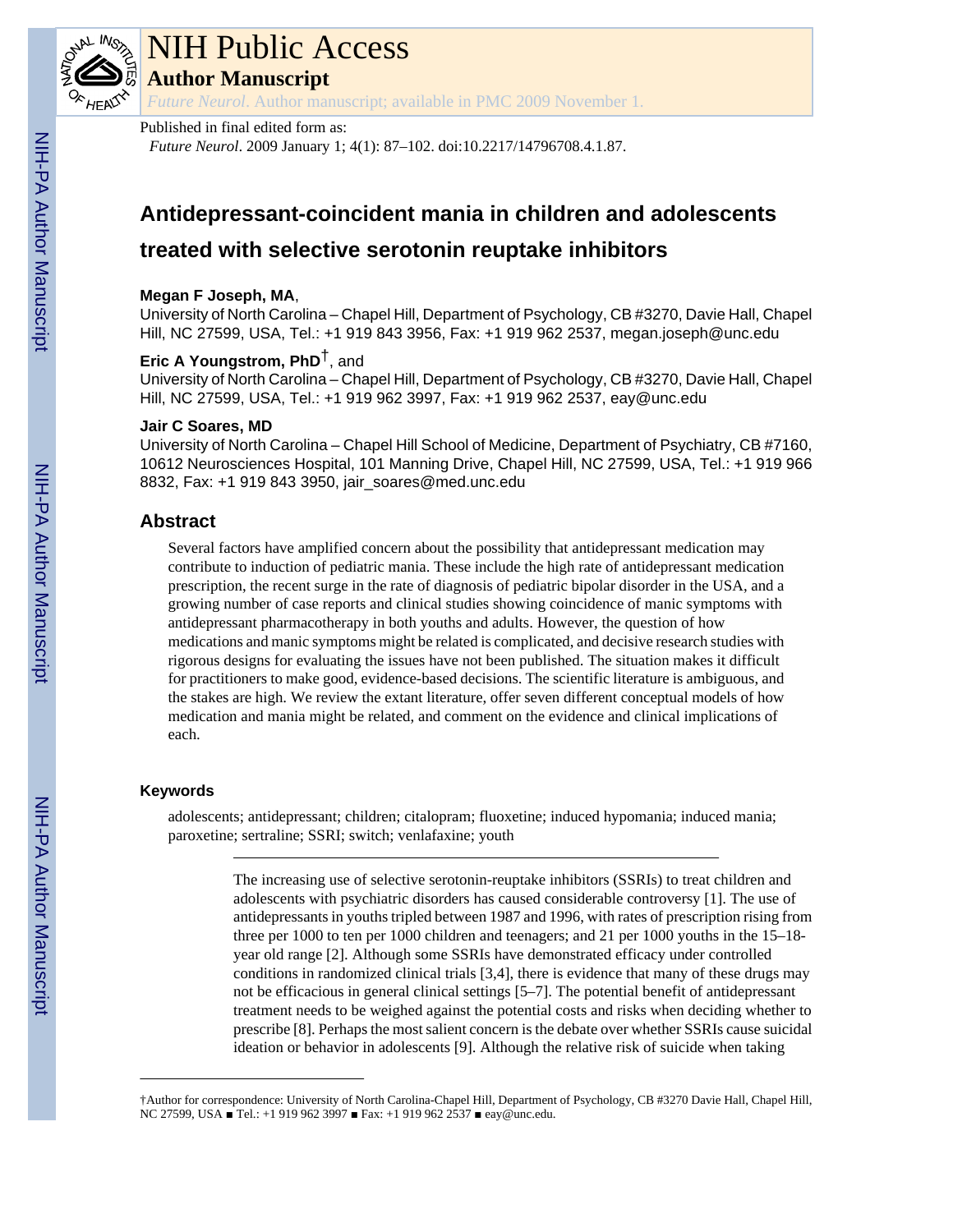# NIH Public Access

## Author Manuscript

*Future Neurol*. Author manuscript; available in PMC 2009 November 1.

Published in final edited form as:

*Future Neurol*. 2009 January 1; 4(1): 87–102. doi:10.2217/14796708.4.1.87.

# Antidepressant-coincident mania in children and adolescents treated with selective serotonin reuptake inhibitors

**Megan F Joseph, MA**,
University of North Carolina – Chapel Hill, Department of Psychology, CB #3270, Davie Hall, Chapel Hill, NC 27599, USA, Tel.: +1 919 843 3956, Fax: +1 919 962 2537, megan.joseph@unc.edu

**Eric A Youngstrom, PhD**[†], and
University of North Carolina – Chapel Hill, Department of Psychology, CB #3270, Davie Hall, Chapel Hill, NC 27599, USA, Tel.: +1 919 962 3997, Fax: +1 919 962 2537, eay@unc.edu

**Jair C Soares, MD**
University of North Carolina – Chapel Hill School of Medicine, Department of Psychiatry, CB #7160, 10612 Neurosciences Hospital, 101 Manning Drive, Chapel Hill, NC 27599, USA, Tel.: +1 919 966 8832, Fax: +1 919 843 3950, jair_soares@med.unc.edu

## Abstract

Several factors have amplified concern about the possibility that antidepressant medication may contribute to induction of pediatric mania. These include the high rate of antidepressant medication prescription, the recent surge in the rate of diagnosis of pediatric bipolar disorder in the USA, and a growing number of case reports and clinical studies showing coincidence of manic symptoms with antidepressant pharmacotherapy in both youths and adults. However, the question of how medications and manic symptoms might be related is complicated, and decisive research studies with rigorous designs for evaluating the issues have not been published. The situation makes it difficult for practitioners to make good, evidence-based decisions. The scientific literature is ambiguous, and the stakes are high. We review the extant literature, offer seven different conceptual models of how medication and mania might be related, and comment on the evidence and clinical implications of each.

### Keywords

adolescents; antidepressant; children; citalopram; fluoxetine; induced hypomania; induced mania; paroxetine; sertraline; SSRI; switch; venlafaxine; youth

---

The increasing use of selective serotonin-reuptake inhibitors (SSRIs) to treat children and adolescents with psychiatric disorders has caused considerable controversy [1]. The use of antidepressants in youths tripled between 1987 and 1996, with rates of prescription rising from three per 1000 to ten per 1000 children and teenagers; and 21 per 1000 youths in the 15–18-year old range [2]. Although some SSRIs have demonstrated efficacy under controlled conditions in randomized clinical trials [3,4], there is evidence that many of these drugs may not be efficacious in general clinical settings [5–7]. The potential benefit of antidepressant treatment needs to be weighed against the potential costs and risks when deciding whether to prescribe [8]. Perhaps the most salient concern is the debate over whether SSRIs cause suicidal ideation or behavior in adolescents [9]. Although the relative risk of suicide when taking

---

†Author for correspondence: University of North Carolina-Chapel Hill, Department of Psychology, CB #3270 Davie Hall, Chapel Hill, NC 27599, USA ■ Tel.: +1 919 962 3997 ■ Fax: +1 919 962 2537 ■ eay@unc.edu.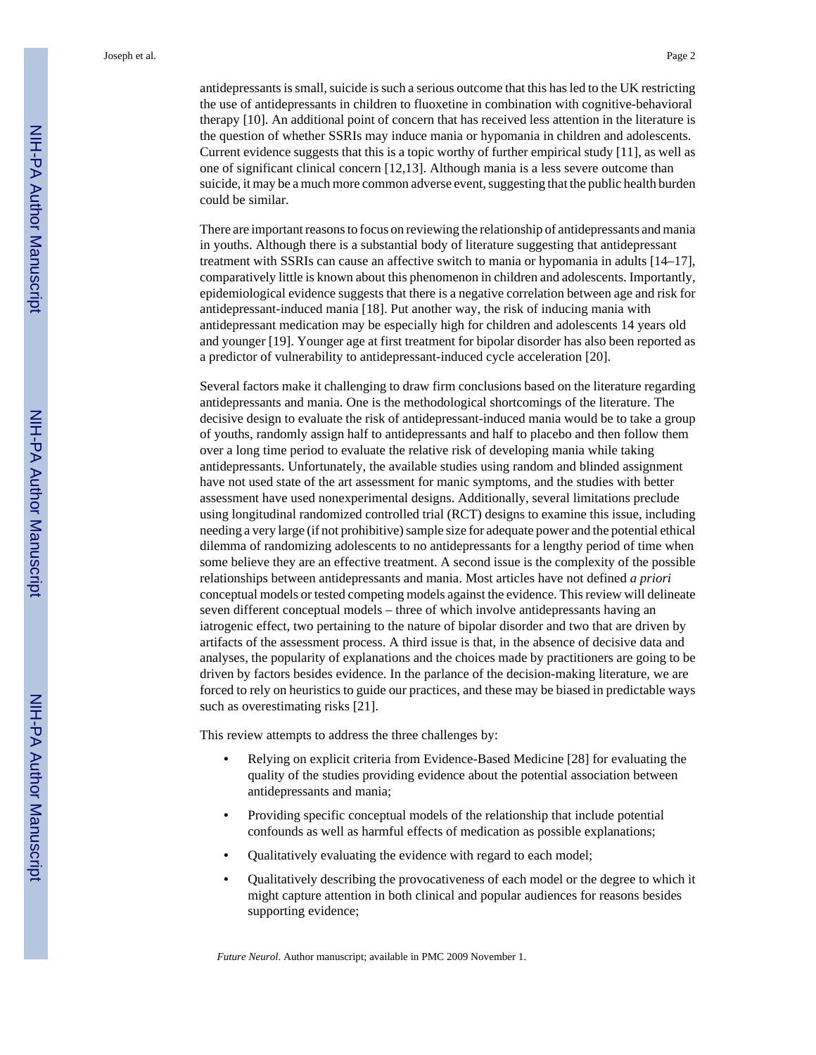antidepressants is small, suicide is such a serious outcome that this has led to the UK restricting the use of antidepressants in children to fluoxetine in combination with cognitive-behavioral therapy [10]. An additional point of concern that has received less attention in the literature is the question of whether SSRIs may induce mania or hypomania in children and adolescents. Current evidence suggests that this is a topic worthy of further empirical study [11], as well as one of significant clinical concern [12,13]. Although mania is a less severe outcome than suicide, it may be a much more common adverse event, suggesting that the public health burden could be similar.

There are important reasons to focus on reviewing the relationship of antidepressants and mania in youths. Although there is a substantial body of literature suggesting that antidepressant treatment with SSRIs can cause an affective switch to mania or hypomania in adults [14–17], comparatively little is known about this phenomenon in children and adolescents. Importantly, epidemiological evidence suggests that there is a negative correlation between age and risk for antidepressant-induced mania [18]. Put another way, the risk of inducing mania with antidepressant medication may be especially high for children and adolescents 14 years old and younger [19]. Younger age at first treatment for bipolar disorder has also been reported as a predictor of vulnerability to antidepressant-induced cycle acceleration [20].

Several factors make it challenging to draw firm conclusions based on the literature regarding antidepressants and mania. One is the methodological shortcomings of the literature. The decisive design to evaluate the risk of antidepressant-induced mania would be to take a group of youths, randomly assign half to antidepressants and half to placebo and then follow them over a long time period to evaluate the relative risk of developing mania while taking antidepressants. Unfortunately, the available studies using random and blinded assignment have not used state of the art assessment for manic symptoms, and the studies with better assessment have used nonexperimental designs. Additionally, several limitations preclude using longitudinal randomized controlled trial (RCT) designs to examine this issue, including needing a very large (if not prohibitive) sample size for adequate power and the potential ethical dilemma of randomizing adolescents to no antidepressants for a lengthy period of time when some believe they are an effective treatment. A second issue is the complexity of the possible relationships between antidepressants and mania. Most articles have not defined *a priori* conceptual models or tested competing models against the evidence. This review will delineate seven different conceptual models – three of which involve antidepressants having an iatrogenic effect, two pertaining to the nature of bipolar disorder and two that are driven by artifacts of the assessment process. A third issue is that, in the absence of decisive data and analyses, the popularity of explanations and the choices made by practitioners are going to be driven by factors besides evidence. In the parlance of the decision-making literature, we are forced to rely on heuristics to guide our practices, and these may be biased in predictable ways such as overestimating risks [21].

This review attempts to address the three challenges by:

- Relying on explicit criteria from Evidence-Based Medicine [28] for evaluating the quality of the studies providing evidence about the potential association between antidepressants and mania;
- Providing specific conceptual models of the relationship that include potential confounds as well as harmful effects of medication as possible explanations;
- Qualitatively evaluating the evidence with regard to each model;
- Qualitatively describing the provocativeness of each model or the degree to which it might capture attention in both clinical and popular audiences for reasons besides supporting evidence;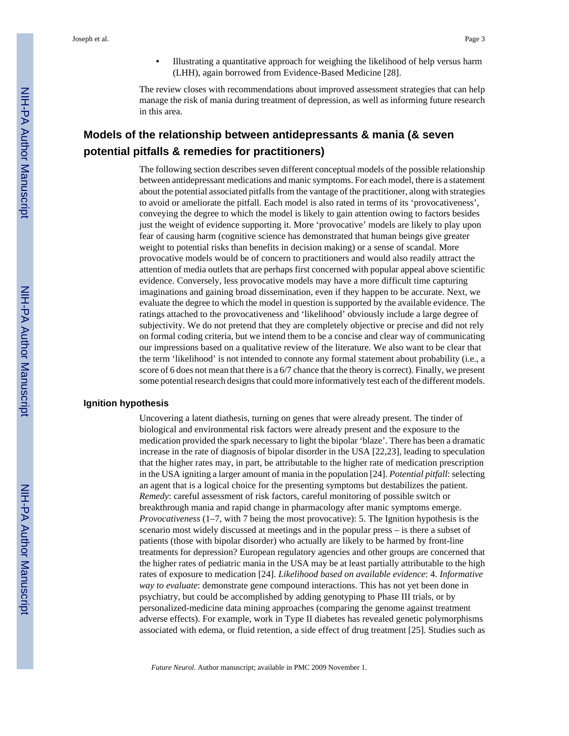- Illustrating a quantitative approach for weighing the likelihood of help versus harm (LHH), again borrowed from Evidence-Based Medicine [28].

The review closes with recommendations about improved assessment strategies that can help manage the risk of mania during treatment of depression, as well as informing future research in this area.

## Models of the relationship between antidepressants & mania (& seven potential pitfalls & remedies for practitioners)

The following section describes seven different conceptual models of the possible relationship between antidepressant medications and manic symptoms. For each model, there is a statement about the potential associated pitfalls from the vantage of the practitioner, along with strategies to avoid or ameliorate the pitfall. Each model is also rated in terms of its 'provocativeness', conveying the degree to which the model is likely to gain attention owing to factors besides just the weight of evidence supporting it. More 'provocative' models are likely to play upon fear of causing harm (cognitive science has demonstrated that human beings give greater weight to potential risks than benefits in decision making) or a sense of scandal. More provocative models would be of concern to practitioners and would also readily attract the attention of media outlets that are perhaps first concerned with popular appeal above scientific evidence. Conversely, less provocative models may have a more difficult time capturing imaginations and gaining broad dissemination, even if they happen to be accurate. Next, we evaluate the degree to which the model in question is supported by the available evidence. The ratings attached to the provocativeness and 'likelihood' obviously include a large degree of subjectivity. We do not pretend that they are completely objective or precise and did not rely on formal coding criteria, but we intend them to be a concise and clear way of communicating our impressions based on a qualitative review of the literature. We also want to be clear that the term 'likelihood' is not intended to connote any formal statement about probability (i.e., a score of 6 does not mean that there is a 6/7 chance that the theory is correct). Finally, we present some potential research designs that could more informatively test each of the different models.

### Ignition hypothesis

Uncovering a latent diathesis, turning on genes that were already present. The tinder of biological and environmental risk factors were already present and the exposure to the medication provided the spark necessary to light the bipolar 'blaze'. There has been a dramatic increase in the rate of diagnosis of bipolar disorder in the USA [22,23], leading to speculation that the higher rates may, in part, be attributable to the higher rate of medication prescription in the USA igniting a larger amount of mania in the population [24]. *Potential pitfall*: selecting an agent that is a logical choice for the presenting symptoms but destabilizes the patient. *Remedy*: careful assessment of risk factors, careful monitoring of possible switch or breakthrough mania and rapid change in pharmacology after manic symptoms emerge. *Provocativeness* (1–7, with 7 being the most provocative): 5. The Ignition hypothesis is the scenario most widely discussed at meetings and in the popular press – is there a subset of patients (those with bipolar disorder) who actually are likely to be harmed by front-line treatments for depression? European regulatory agencies and other groups are concerned that the higher rates of pediatric mania in the USA may be at least partially attributable to the high rates of exposure to medication [24]. *Likelihood based on available evidence*: 4. *Informative way to evaluate*: demonstrate gene compound interactions. This has not yet been done in psychiatry, but could be accomplished by adding genotyping to Phase III trials, or by personalized-medicine data mining approaches (comparing the genome against treatment adverse effects). For example, work in Type II diabetes has revealed genetic polymorphisms associated with edema, or fluid retention, a side effect of drug treatment [25]. Studies such as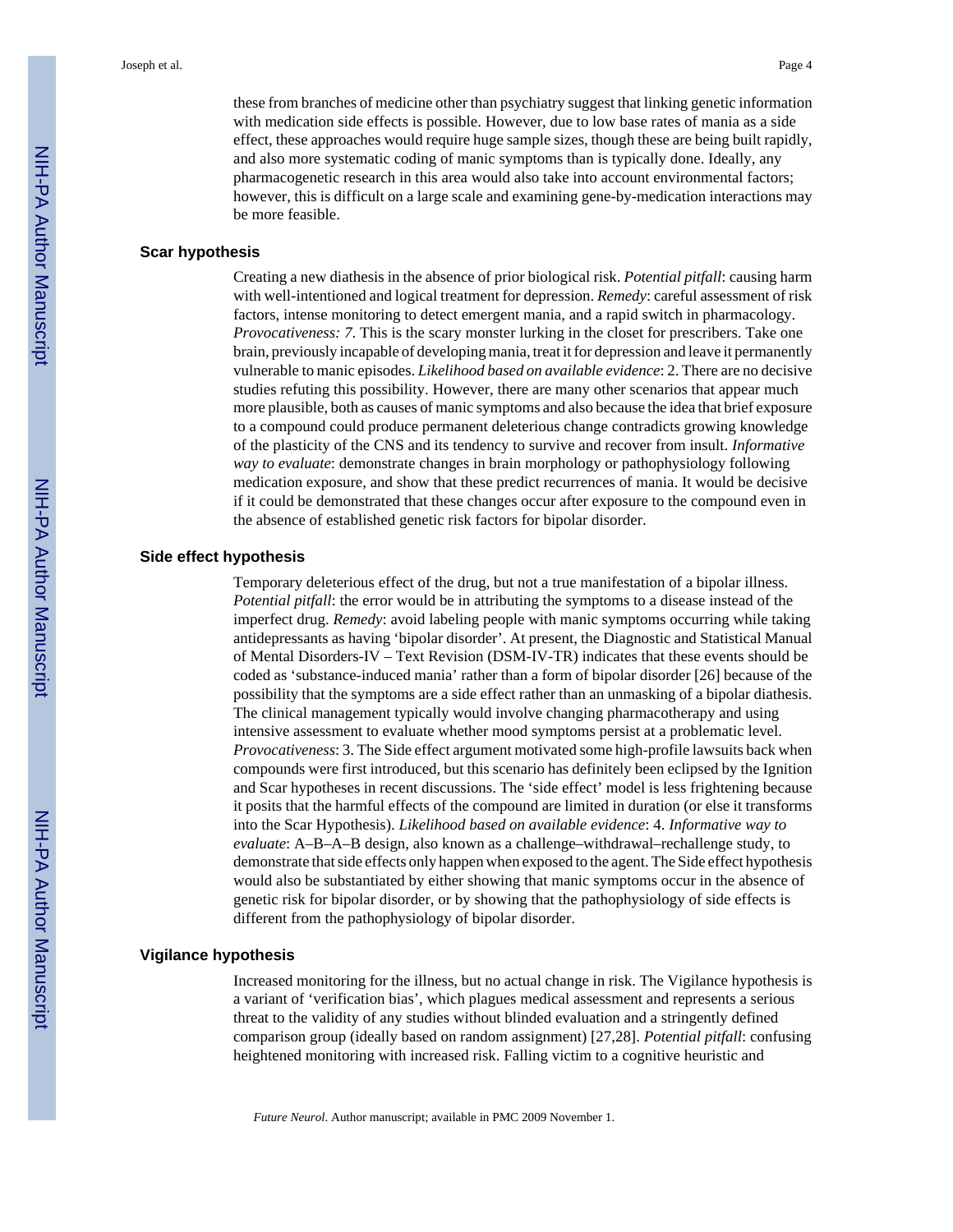these from branches of medicine other than psychiatry suggest that linking genetic information with medication side effects is possible. However, due to low base rates of mania as a side effect, these approaches would require huge sample sizes, though these are being built rapidly, and also more systematic coding of manic symptoms than is typically done. Ideally, any pharmacogenetic research in this area would also take into account environmental factors; however, this is difficult on a large scale and examining gene-by-medication interactions may be more feasible.

### Scar hypothesis

Creating a new diathesis in the absence of prior biological risk. *Potential pitfall*: causing harm with well-intentioned and logical treatment for depression. *Remedy*: careful assessment of risk factors, intense monitoring to detect emergent mania, and a rapid switch in pharmacology. *Provocativeness: 7*. This is the scary monster lurking in the closet for prescribers. Take one brain, previously incapable of developing mania, treat it for depression and leave it permanently vulnerable to manic episodes. *Likelihood based on available evidence*: 2. There are no decisive studies refuting this possibility. However, there are many other scenarios that appear much more plausible, both as causes of manic symptoms and also because the idea that brief exposure to a compound could produce permanent deleterious change contradicts growing knowledge of the plasticity of the CNS and its tendency to survive and recover from insult. *Informative way to evaluate*: demonstrate changes in brain morphology or pathophysiology following medication exposure, and show that these predict recurrences of mania. It would be decisive if it could be demonstrated that these changes occur after exposure to the compound even in the absence of established genetic risk factors for bipolar disorder.

### Side effect hypothesis

Temporary deleterious effect of the drug, but not a true manifestation of a bipolar illness. *Potential pitfall*: the error would be in attributing the symptoms to a disease instead of the imperfect drug. *Remedy*: avoid labeling people with manic symptoms occurring while taking antidepressants as having 'bipolar disorder'. At present, the Diagnostic and Statistical Manual of Mental Disorders-IV – Text Revision (DSM-IV-TR) indicates that these events should be coded as 'substance-induced mania' rather than a form of bipolar disorder [26] because of the possibility that the symptoms are a side effect rather than an unmasking of a bipolar diathesis. The clinical management typically would involve changing pharmacotherapy and using intensive assessment to evaluate whether mood symptoms persist at a problematic level. *Provocativeness*: 3. The Side effect argument motivated some high-profile lawsuits back when compounds were first introduced, but this scenario has definitely been eclipsed by the Ignition and Scar hypotheses in recent discussions. The 'side effect' model is less frightening because it posits that the harmful effects of the compound are limited in duration (or else it transforms into the Scar Hypothesis). *Likelihood based on available evidence*: 4. *Informative way to evaluate*: A–B–A–B design, also known as a challenge–withdrawal–rechallenge study, to demonstrate that side effects only happen when exposed to the agent. The Side effect hypothesis would also be substantiated by either showing that manic symptoms occur in the absence of genetic risk for bipolar disorder, or by showing that the pathophysiology of side effects is different from the pathophysiology of bipolar disorder.

### Vigilance hypothesis

Increased monitoring for the illness, but no actual change in risk. The Vigilance hypothesis is a variant of 'verification bias', which plagues medical assessment and represents a serious threat to the validity of any studies without blinded evaluation and a stringently defined comparison group (ideally based on random assignment) [27,28]. *Potential pitfall*: confusing heightened monitoring with increased risk. Falling victim to a cognitive heuristic and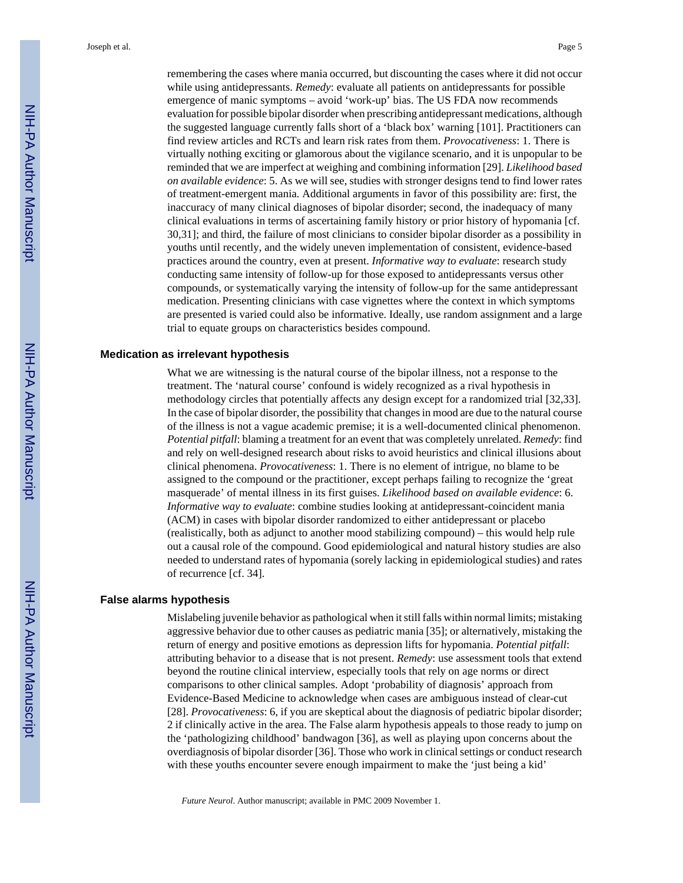remembering the cases where mania occurred, but discounting the cases where it did not occur while using antidepressants. *Remedy*: evaluate all patients on antidepressants for possible emergence of manic symptoms – avoid 'work-up' bias. The US FDA now recommends evaluation for possible bipolar disorder when prescribing antidepressant medications, although the suggested language currently falls short of a 'black box' warning [101]. Practitioners can find review articles and RCTs and learn risk rates from them. *Provocativeness*: 1. There is virtually nothing exciting or glamorous about the vigilance scenario, and it is unpopular to be reminded that we are imperfect at weighing and combining information [29]. *Likelihood based on available evidence*: 5. As we will see, studies with stronger designs tend to find lower rates of treatment-emergent mania. Additional arguments in favor of this possibility are: first, the inaccuracy of many clinical diagnoses of bipolar disorder; second, the inadequacy of many clinical evaluations in terms of ascertaining family history or prior history of hypomania [cf. 30,31]; and third, the failure of most clinicians to consider bipolar disorder as a possibility in youths until recently, and the widely uneven implementation of consistent, evidence-based practices around the country, even at present. *Informative way to evaluate*: research study conducting same intensity of follow-up for those exposed to antidepressants versus other compounds, or systematically varying the intensity of follow-up for the same antidepressant medication. Presenting clinicians with case vignettes where the context in which symptoms are presented is varied could also be informative. Ideally, use random assignment and a large trial to equate groups on characteristics besides compound.

## Medication as irrelevant hypothesis

What we are witnessing is the natural course of the bipolar illness, not a response to the treatment. The 'natural course' confound is widely recognized as a rival hypothesis in methodology circles that potentially affects any design except for a randomized trial [32,33]. In the case of bipolar disorder, the possibility that changes in mood are due to the natural course of the illness is not a vague academic premise; it is a well-documented clinical phenomenon. *Potential pitfall*: blaming a treatment for an event that was completely unrelated. *Remedy*: find and rely on well-designed research about risks to avoid heuristics and clinical illusions about clinical phenomena. *Provocativeness*: 1. There is no element of intrigue, no blame to be assigned to the compound or the practitioner, except perhaps failing to recognize the 'great masquerade' of mental illness in its first guises. *Likelihood based on available evidence*: 6. *Informative way to evaluate*: combine studies looking at antidepressant-coincident mania (ACM) in cases with bipolar disorder randomized to either antidepressant or placebo (realistically, both as adjunct to another mood stabilizing compound) – this would help rule out a causal role of the compound. Good epidemiological and natural history studies are also needed to understand rates of hypomania (sorely lacking in epidemiological studies) and rates of recurrence [cf. 34].

## False alarms hypothesis

Mislabeling juvenile behavior as pathological when it still falls within normal limits; mistaking aggressive behavior due to other causes as pediatric mania [35]; or alternatively, mistaking the return of energy and positive emotions as depression lifts for hypomania. *Potential pitfall*: attributing behavior to a disease that is not present. *Remedy*: use assessment tools that extend beyond the routine clinical interview, especially tools that rely on age norms or direct comparisons to other clinical samples. Adopt 'probability of diagnosis' approach from Evidence-Based Medicine to acknowledge when cases are ambiguous instead of clear-cut [28]. *Provocativeness*: 6, if you are skeptical about the diagnosis of pediatric bipolar disorder; 2 if clinically active in the area. The False alarm hypothesis appeals to those ready to jump on the 'pathologizing childhood' bandwagon [36], as well as playing upon concerns about the overdiagnosis of bipolar disorder [36]. Those who work in clinical settings or conduct research with these youths encounter severe enough impairment to make the 'just being a kid'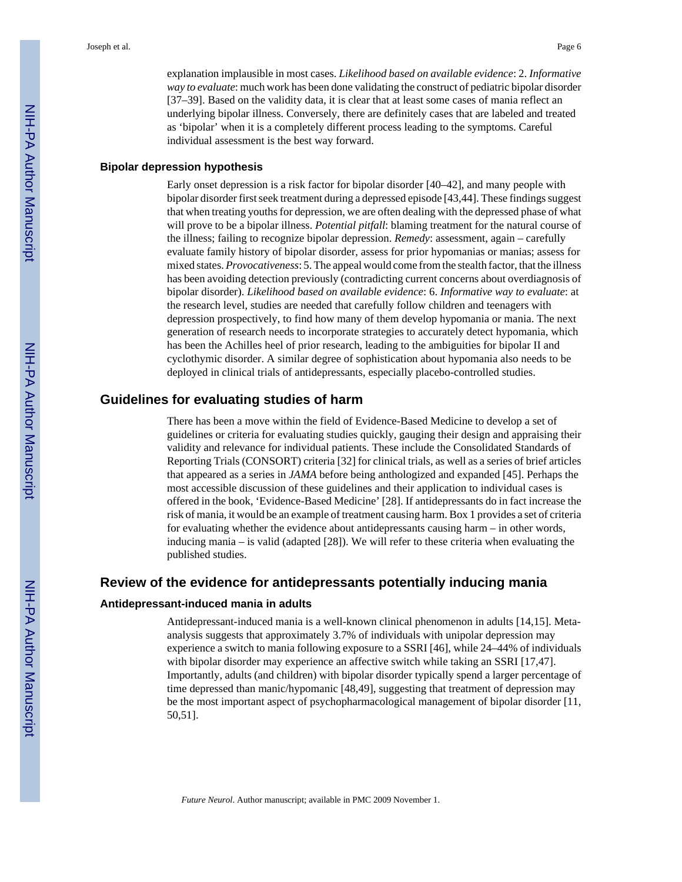explanation implausible in most cases. *Likelihood based on available evidence*: 2. *Informative way to evaluate*: much work has been done validating the construct of pediatric bipolar disorder [37–39]. Based on the validity data, it is clear that at least some cases of mania reflect an underlying bipolar illness. Conversely, there are definitely cases that are labeled and treated as 'bipolar' when it is a completely different process leading to the symptoms. Careful individual assessment is the best way forward.

### Bipolar depression hypothesis

Early onset depression is a risk factor for bipolar disorder [40–42], and many people with bipolar disorder first seek treatment during a depressed episode [43,44]. These findings suggest that when treating youths for depression, we are often dealing with the depressed phase of what will prove to be a bipolar illness. *Potential pitfall*: blaming treatment for the natural course of the illness; failing to recognize bipolar depression. *Remedy*: assessment, again – carefully evaluate family history of bipolar disorder, assess for prior hypomanias or manias; assess for mixed states. *Provocativeness*: 5. The appeal would come from the stealth factor, that the illness has been avoiding detection previously (contradicting current concerns about overdiagnosis of bipolar disorder). *Likelihood based on available evidence*: 6. *Informative way to evaluate*: at the research level, studies are needed that carefully follow children and teenagers with depression prospectively, to find how many of them develop hypomania or mania. The next generation of research needs to incorporate strategies to accurately detect hypomania, which has been the Achilles heel of prior research, leading to the ambiguities for bipolar II and cyclothymic disorder. A similar degree of sophistication about hypomania also needs to be deployed in clinical trials of antidepressants, especially placebo-controlled studies.

## Guidelines for evaluating studies of harm

There has been a move within the field of Evidence-Based Medicine to develop a set of guidelines or criteria for evaluating studies quickly, gauging their design and appraising their validity and relevance for individual patients. These include the Consolidated Standards of Reporting Trials (CONSORT) criteria [32] for clinical trials, as well as a series of brief articles that appeared as a series in *JAMA* before being anthologized and expanded [45]. Perhaps the most accessible discussion of these guidelines and their application to individual cases is offered in the book, 'Evidence-Based Medicine' [28]. If antidepressants do in fact increase the risk of mania, it would be an example of treatment causing harm. Box 1 provides a set of criteria for evaluating whether the evidence about antidepressants causing harm – in other words, inducing mania – is valid (adapted [28]). We will refer to these criteria when evaluating the published studies.

## Review of the evidence for antidepressants potentially inducing mania

### Antidepressant-induced mania in adults

Antidepressant-induced mania is a well-known clinical phenomenon in adults [14,15]. Meta-analysis suggests that approximately 3.7% of individuals with unipolar depression may experience a switch to mania following exposure to a SSRI [46], while 24–44% of individuals with bipolar disorder may experience an affective switch while taking an SSRI [17,47]. Importantly, adults (and children) with bipolar disorder typically spend a larger percentage of time depressed than manic/hypomanic [48,49], suggesting that treatment of depression may be the most important aspect of psychopharmacological management of bipolar disorder [11, 50,51].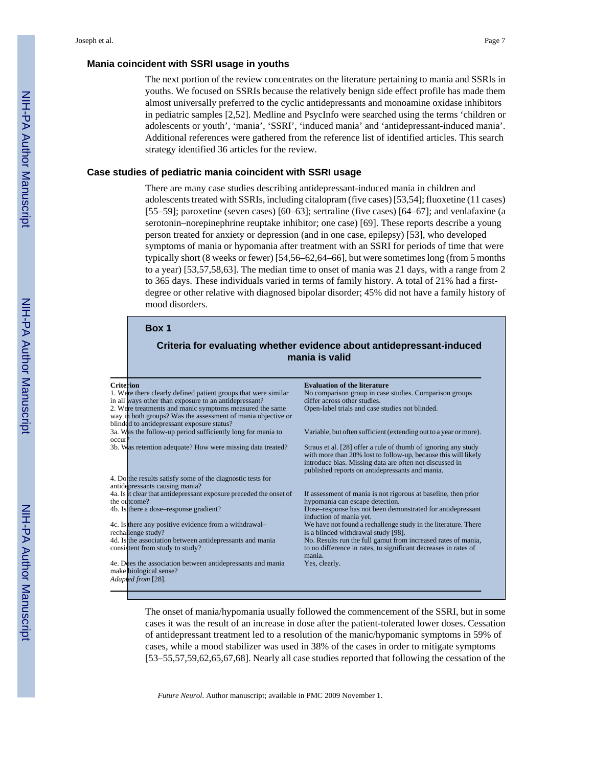## Mania coincident with SSRI usage in youths

The next portion of the review concentrates on the literature pertaining to mania and SSRIs in youths. We focused on SSRIs because the relatively benign side effect profile has made them almost universally preferred to the cyclic antidepressants and monoamine oxidase inhibitors in pediatric samples [2,52]. Medline and PsycInfo were searched using the terms ‘children or adolescents or youth’, ‘mania’, ‘SSRI’, ‘induced mania’ and ‘antidepressant-induced mania’. Additional references were gathered from the reference list of identified articles. This search strategy identified 36 articles for the review.

## Case studies of pediatric mania coincident with SSRI usage

There are many case studies describing antidepressant-induced mania in children and adolescents treated with SSRIs, including citalopram (five cases) [53,54]; fluoxetine (11 cases) [55–59]; paroxetine (seven cases) [60–63]; sertraline (five cases) [64–67]; and venlafaxine (a serotonin–norepinephrine reuptake inhibitor; one case) [69]. These reports describe a young person treated for anxiety or depression (and in one case, epilepsy) [53], who developed symptoms of mania or hypomania after treatment with an SSRI for periods of time that were typically short (8 weeks or fewer) [54,56–62,64–66], but were sometimes long (from 5 months to a year) [53,57,58,63]. The median time to onset of mania was 21 days, with a range from 2 to 365 days. These individuals varied in terms of family history. A total of 21% had a first-degree or other relative with diagnosed bipolar disorder; 45% did not have a family history of mood disorders.

### Box 1

**Criteria for evaluating whether evidence about antidepressant-induced mania is valid**

| Criterion | Evaluation of the literature |
|---|---|
| 1. Were there clearly defined patient groups that were similar in all ways other than exposure to an antidepressant? | No comparison group in case studies. Comparison groups differ across other studies. |
| 2. Were treatments and manic symptoms measured the same way in both groups? Was the assessment of mania objective or blinded to antidepressant exposure status? | Open-label trials and case studies not blinded. |
| 3a. Was the follow-up period sufficiently long for mania to occur? | Variable, but often sufficient (extending out to a year or more). |
| 3b. Was retention adequate? How were missing data treated? | Straus et al. [28] offer a rule of thumb of ignoring any study with more than 20% lost to follow-up, because this will likely introduce bias. Missing data are often not discussed in published reports on antidepressants and mania. |
| 4. Do the results satisfy some of the diagnostic tests for antidepressants causing mania? | |
| 4a. Is it clear that antidepressant exposure preceded the onset of the outcome? | If assessment of mania is not rigorous at baseline, then prior hypomania can escape detection. |
| 4b. Is there a dose–response gradient? | Dose–response has not been demonstrated for antidepressant induction of mania yet. |
| 4c. Is there any positive evidence from a withdrawal–rechallenge study? | We have not found a rechallenge study in the literature. There is a blinded withdrawal study [98]. |
| 4d. Is the association between antidepressants and mania consistent from study to study? | No. Results run the full gamut from increased rates of mania, to no difference in rates, to significant decreases in rates of mania. |
| 4e. Does the association between antidepressants and mania make biological sense? | Yes, clearly. |

*Adapted from* [28].

The onset of mania/hypomania usually followed the commencement of the SSRI, but in some cases it was the result of an increase in dose after the patient-tolerated lower doses. Cessation of antidepressant treatment led to a resolution of the manic/hypomanic symptoms in 59% of cases, while a mood stabilizer was used in 38% of the cases in order to mitigate symptoms [53–55,57,59,62,65,67,68]. Nearly all case studies reported that following the cessation of the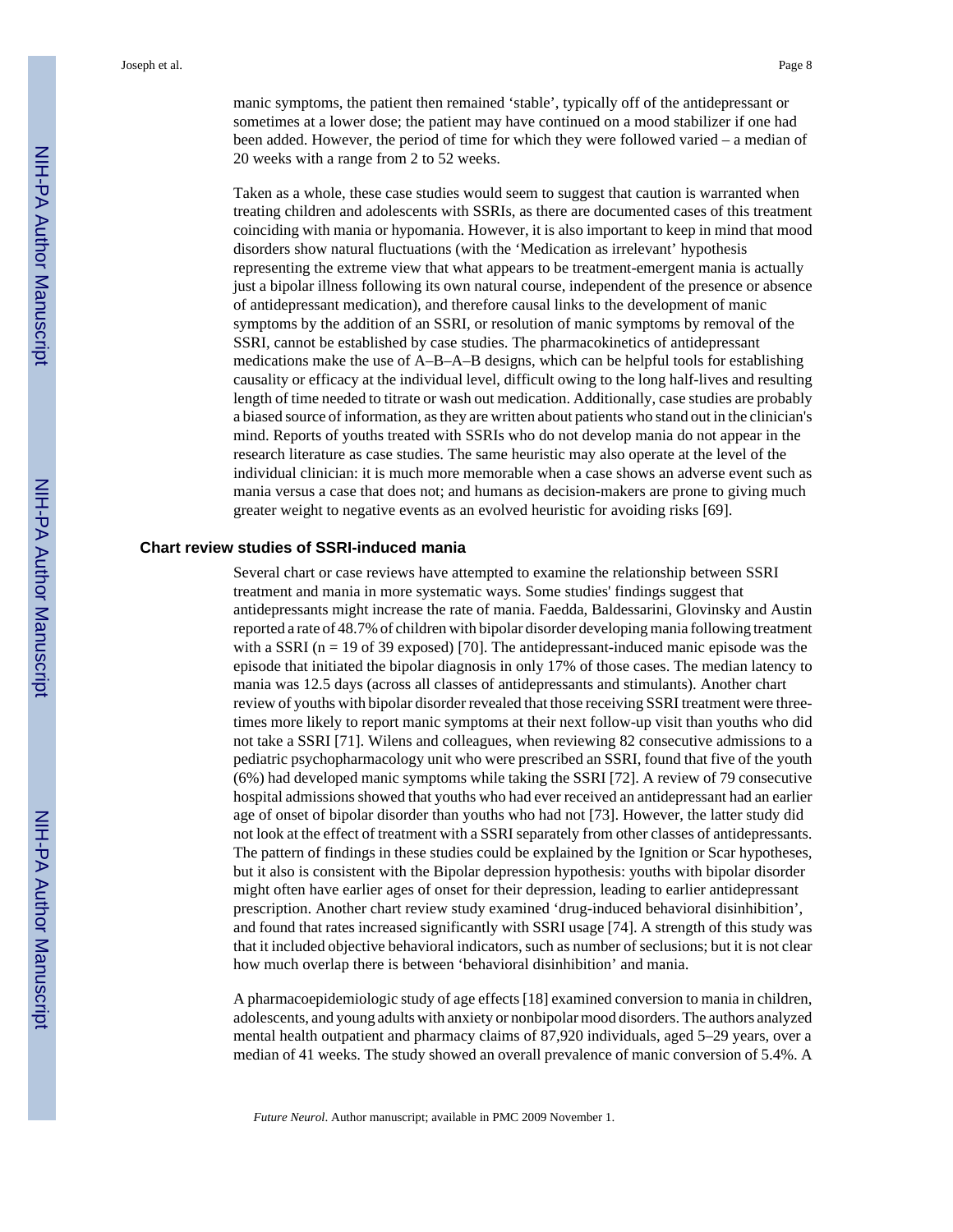manic symptoms, the patient then remained 'stable', typically off of the antidepressant or sometimes at a lower dose; the patient may have continued on a mood stabilizer if one had been added. However, the period of time for which they were followed varied – a median of 20 weeks with a range from 2 to 52 weeks.

Taken as a whole, these case studies would seem to suggest that caution is warranted when treating children and adolescents with SSRIs, as there are documented cases of this treatment coinciding with mania or hypomania. However, it is also important to keep in mind that mood disorders show natural fluctuations (with the 'Medication as irrelevant' hypothesis representing the extreme view that what appears to be treatment-emergent mania is actually just a bipolar illness following its own natural course, independent of the presence or absence of antidepressant medication), and therefore causal links to the development of manic symptoms by the addition of an SSRI, or resolution of manic symptoms by removal of the SSRI, cannot be established by case studies. The pharmacokinetics of antidepressant medications make the use of A–B–A–B designs, which can be helpful tools for establishing causality or efficacy at the individual level, difficult owing to the long half-lives and resulting length of time needed to titrate or wash out medication. Additionally, case studies are probably a biased source of information, as they are written about patients who stand out in the clinician's mind. Reports of youths treated with SSRIs who do not develop mania do not appear in the research literature as case studies. The same heuristic may also operate at the level of the individual clinician: it is much more memorable when a case shows an adverse event such as mania versus a case that does not; and humans as decision-makers are prone to giving much greater weight to negative events as an evolved heuristic for avoiding risks [69].

## Chart review studies of SSRI-induced mania

Several chart or case reviews have attempted to examine the relationship between SSRI treatment and mania in more systematic ways. Some studies' findings suggest that antidepressants might increase the rate of mania. Faedda, Baldessarini, Glovinsky and Austin reported a rate of 48.7% of children with bipolar disorder developing mania following treatment with a SSRI (n = 19 of 39 exposed) [70]. The antidepressant-induced manic episode was the episode that initiated the bipolar diagnosis in only 17% of those cases. The median latency to mania was 12.5 days (across all classes of antidepressants and stimulants). Another chart review of youths with bipolar disorder revealed that those receiving SSRI treatment were three-times more likely to report manic symptoms at their next follow-up visit than youths who did not take a SSRI [71]. Wilens and colleagues, when reviewing 82 consecutive admissions to a pediatric psychopharmacology unit who were prescribed an SSRI, found that five of the youth (6%) had developed manic symptoms while taking the SSRI [72]. A review of 79 consecutive hospital admissions showed that youths who had ever received an antidepressant had an earlier age of onset of bipolar disorder than youths who had not [73]. However, the latter study did not look at the effect of treatment with a SSRI separately from other classes of antidepressants. The pattern of findings in these studies could be explained by the Ignition or Scar hypotheses, but it also is consistent with the Bipolar depression hypothesis: youths with bipolar disorder might often have earlier ages of onset for their depression, leading to earlier antidepressant prescription. Another chart review study examined 'drug-induced behavioral disinhibition', and found that rates increased significantly with SSRI usage [74]. A strength of this study was that it included objective behavioral indicators, such as number of seclusions; but it is not clear how much overlap there is between 'behavioral disinhibition' and mania.

A pharmacoepidemiologic study of age effects [18] examined conversion to mania in children, adolescents, and young adults with anxiety or nonbipolar mood disorders. The authors analyzed mental health outpatient and pharmacy claims of 87,920 individuals, aged 5–29 years, over a median of 41 weeks. The study showed an overall prevalence of manic conversion of 5.4%. A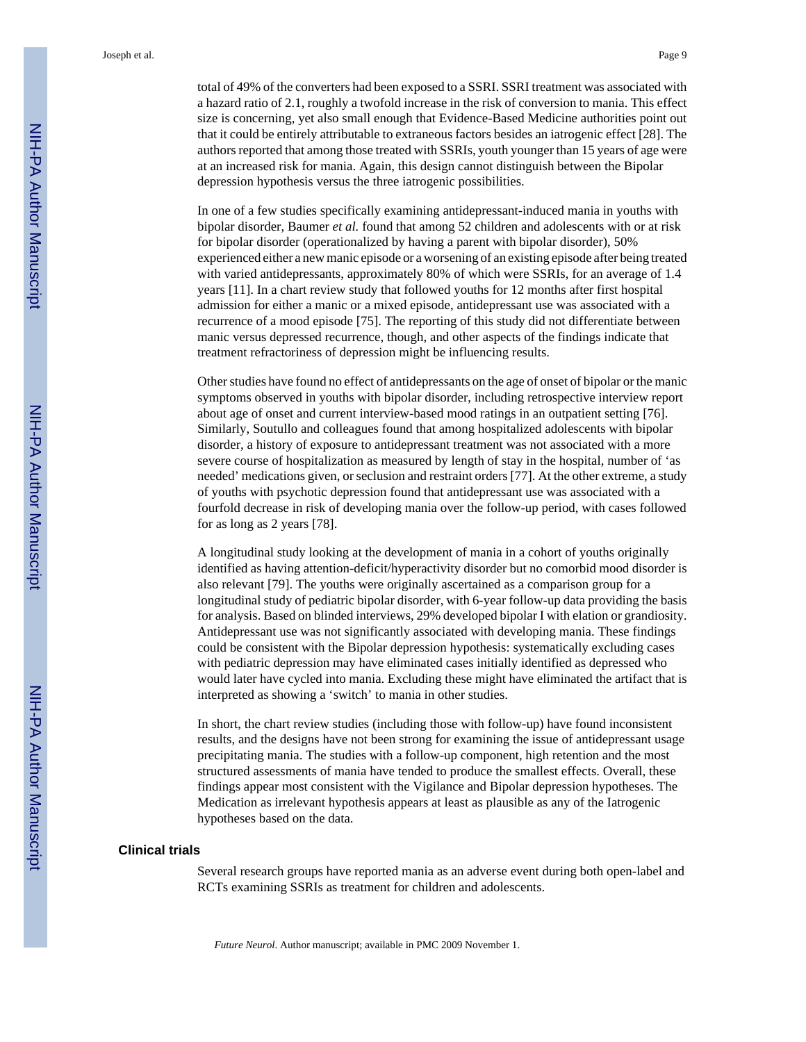total of 49% of the converters had been exposed to a SSRI. SSRI treatment was associated with a hazard ratio of 2.1, roughly a twofold increase in the risk of conversion to mania. This effect size is concerning, yet also small enough that Evidence-Based Medicine authorities point out that it could be entirely attributable to extraneous factors besides an iatrogenic effect [28]. The authors reported that among those treated with SSRIs, youth younger than 15 years of age were at an increased risk for mania. Again, this design cannot distinguish between the Bipolar depression hypothesis versus the three iatrogenic possibilities.

In one of a few studies specifically examining antidepressant-induced mania in youths with bipolar disorder, Baumer *et al.* found that among 52 children and adolescents with or at risk for bipolar disorder (operationalized by having a parent with bipolar disorder), 50% experienced either a new manic episode or a worsening of an existing episode after being treated with varied antidepressants, approximately 80% of which were SSRIs, for an average of 1.4 years [11]. In a chart review study that followed youths for 12 months after first hospital admission for either a manic or a mixed episode, antidepressant use was associated with a recurrence of a mood episode [75]. The reporting of this study did not differentiate between manic versus depressed recurrence, though, and other aspects of the findings indicate that treatment refractoriness of depression might be influencing results.

Other studies have found no effect of antidepressants on the age of onset of bipolar or the manic symptoms observed in youths with bipolar disorder, including retrospective interview report about age of onset and current interview-based mood ratings in an outpatient setting [76]. Similarly, Soutullo and colleagues found that among hospitalized adolescents with bipolar disorder, a history of exposure to antidepressant treatment was not associated with a more severe course of hospitalization as measured by length of stay in the hospital, number of 'as needed' medications given, or seclusion and restraint orders [77]. At the other extreme, a study of youths with psychotic depression found that antidepressant use was associated with a fourfold decrease in risk of developing mania over the follow-up period, with cases followed for as long as 2 years [78].

A longitudinal study looking at the development of mania in a cohort of youths originally identified as having attention-deficit/hyperactivity disorder but no comorbid mood disorder is also relevant [79]. The youths were originally ascertained as a comparison group for a longitudinal study of pediatric bipolar disorder, with 6-year follow-up data providing the basis for analysis. Based on blinded interviews, 29% developed bipolar I with elation or grandiosity. Antidepressant use was not significantly associated with developing mania. These findings could be consistent with the Bipolar depression hypothesis: systematically excluding cases with pediatric depression may have eliminated cases initially identified as depressed who would later have cycled into mania. Excluding these might have eliminated the artifact that is interpreted as showing a 'switch' to mania in other studies.

In short, the chart review studies (including those with follow-up) have found inconsistent results, and the designs have not been strong for examining the issue of antidepressant usage precipitating mania. The studies with a follow-up component, high retention and the most structured assessments of mania have tended to produce the smallest effects. Overall, these findings appear most consistent with the Vigilance and Bipolar depression hypotheses. The Medication as irrelevant hypothesis appears at least as plausible as any of the Iatrogenic hypotheses based on the data.

### Clinical trials

Several research groups have reported mania as an adverse event during both open-label and RCTs examining SSRIs as treatment for children and adolescents.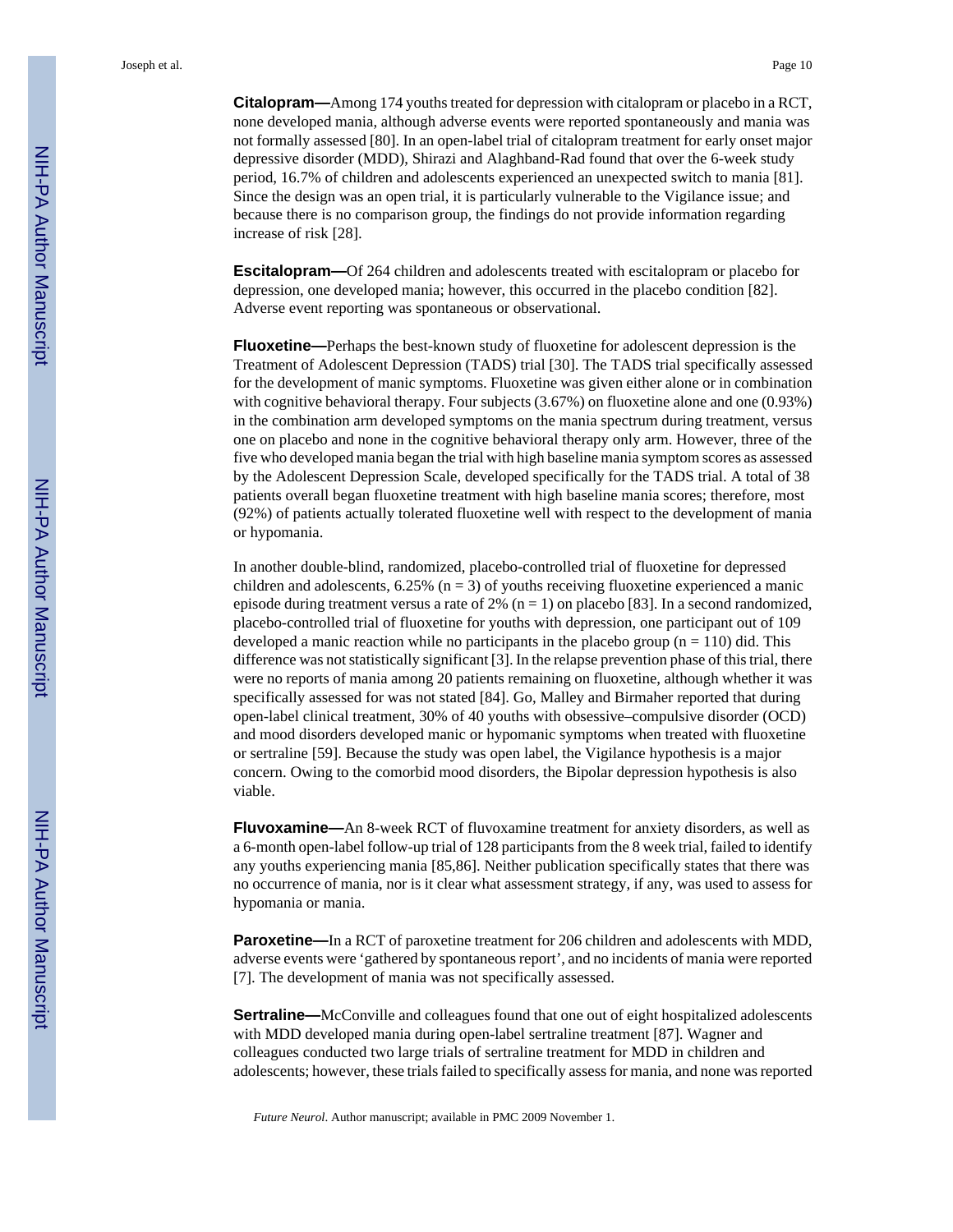**Citalopram—**Among 174 youths treated for depression with citalopram or placebo in a RCT, none developed mania, although adverse events were reported spontaneously and mania was not formally assessed [80]. In an open-label trial of citalopram treatment for early onset major depressive disorder (MDD), Shirazi and Alaghband-Rad found that over the 6-week study period, 16.7% of children and adolescents experienced an unexpected switch to mania [81]. Since the design was an open trial, it is particularly vulnerable to the Vigilance issue; and because there is no comparison group, the findings do not provide information regarding increase of risk [28].

**Escitalopram—**Of 264 children and adolescents treated with escitalopram or placebo for depression, one developed mania; however, this occurred in the placebo condition [82]. Adverse event reporting was spontaneous or observational.

**Fluoxetine—**Perhaps the best-known study of fluoxetine for adolescent depression is the Treatment of Adolescent Depression (TADS) trial [30]. The TADS trial specifically assessed for the development of manic symptoms. Fluoxetine was given either alone or in combination with cognitive behavioral therapy. Four subjects (3.67%) on fluoxetine alone and one (0.93%) in the combination arm developed symptoms on the mania spectrum during treatment, versus one on placebo and none in the cognitive behavioral therapy only arm. However, three of the five who developed mania began the trial with high baseline mania symptom scores as assessed by the Adolescent Depression Scale, developed specifically for the TADS trial. A total of 38 patients overall began fluoxetine treatment with high baseline mania scores; therefore, most (92%) of patients actually tolerated fluoxetine well with respect to the development of mania or hypomania.

In another double-blind, randomized, placebo-controlled trial of fluoxetine for depressed children and adolescents, 6.25% ($n = 3$) of youths receiving fluoxetine experienced a manic episode during treatment versus a rate of 2% ($n = 1$) on placebo [83]. In a second randomized, placebo-controlled trial of fluoxetine for youths with depression, one participant out of 109 developed a manic reaction while no participants in the placebo group ($n = 110$) did. This difference was not statistically significant [3]. In the relapse prevention phase of this trial, there were no reports of mania among 20 patients remaining on fluoxetine, although whether it was specifically assessed for was not stated [84]. Go, Malley and Birmaher reported that during open-label clinical treatment, 30% of 40 youths with obsessive–compulsive disorder (OCD) and mood disorders developed manic or hypomanic symptoms when treated with fluoxetine or sertraline [59]. Because the study was open label, the Vigilance hypothesis is a major concern. Owing to the comorbid mood disorders, the Bipolar depression hypothesis is also viable.

**Fluvoxamine—**An 8-week RCT of fluvoxamine treatment for anxiety disorders, as well as a 6-month open-label follow-up trial of 128 participants from the 8 week trial, failed to identify any youths experiencing mania [85,86]. Neither publication specifically states that there was no occurrence of mania, nor is it clear what assessment strategy, if any, was used to assess for hypomania or mania.

**Paroxetine—**In a RCT of paroxetine treatment for 206 children and adolescents with MDD, adverse events were 'gathered by spontaneous report', and no incidents of mania were reported [7]. The development of mania was not specifically assessed.

**Sertraline—**McConville and colleagues found that one out of eight hospitalized adolescents with MDD developed mania during open-label sertraline treatment [87]. Wagner and colleagues conducted two large trials of sertraline treatment for MDD in children and adolescents; however, these trials failed to specifically assess for mania, and none was reported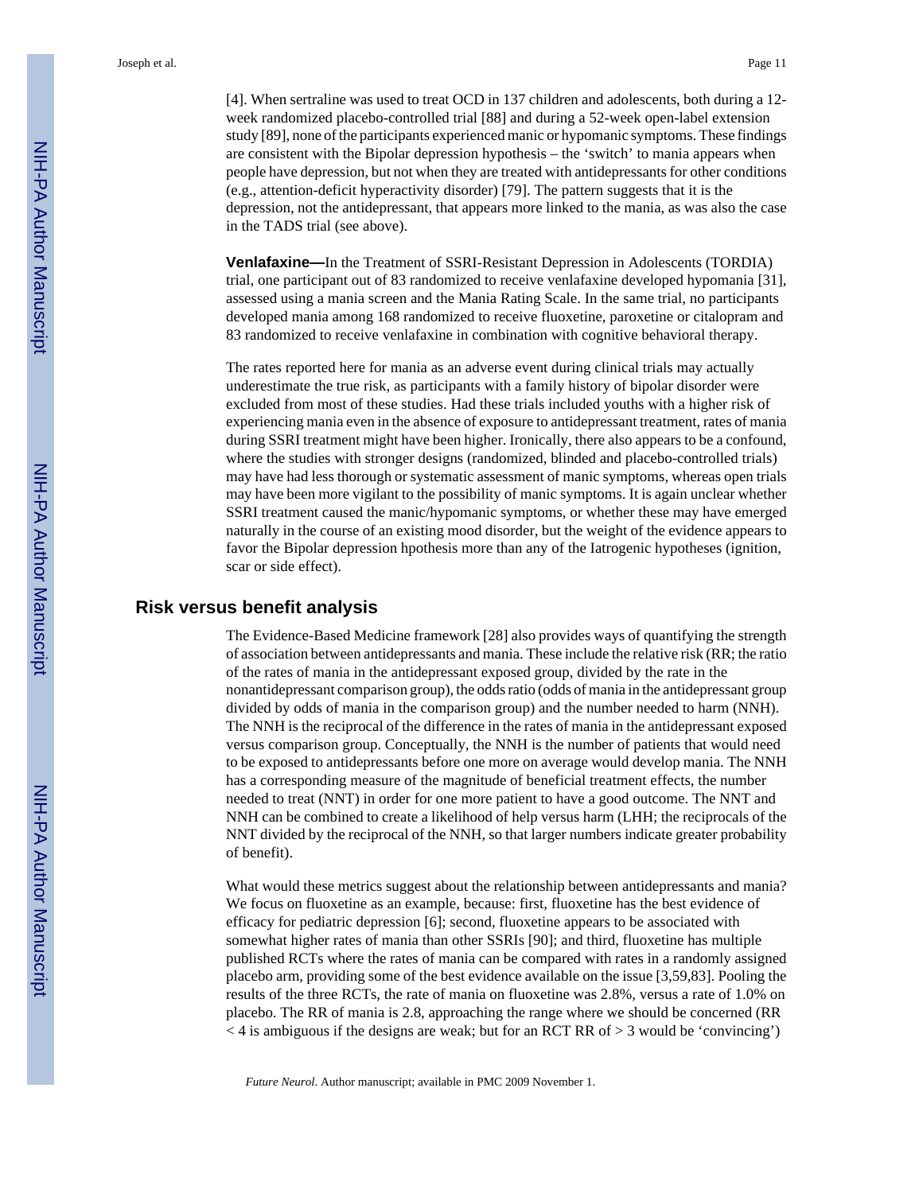[4]. When sertraline was used to treat OCD in 137 children and adolescents, both during a 12-week randomized placebo-controlled trial [88] and during a 52-week open-label extension study [89], none of the participants experienced manic or hypomanic symptoms. These findings are consistent with the Bipolar depression hypothesis – the 'switch' to mania appears when people have depression, but not when they are treated with antidepressants for other conditions (e.g., attention-deficit hyperactivity disorder) [79]. The pattern suggests that it is the depression, not the antidepressant, that appears more linked to the mania, as was also the case in the TADS trial (see above).

**Venlafaxine—**In the Treatment of SSRI-Resistant Depression in Adolescents (TORDIA) trial, one participant out of 83 randomized to receive venlafaxine developed hypomania [31], assessed using a mania screen and the Mania Rating Scale. In the same trial, no participants developed mania among 168 randomized to receive fluoxetine, paroxetine or citalopram and 83 randomized to receive venlafaxine in combination with cognitive behavioral therapy.

The rates reported here for mania as an adverse event during clinical trials may actually underestimate the true risk, as participants with a family history of bipolar disorder were excluded from most of these studies. Had these trials included youths with a higher risk of experiencing mania even in the absence of exposure to antidepressant treatment, rates of mania during SSRI treatment might have been higher. Ironically, there also appears to be a confound, where the studies with stronger designs (randomized, blinded and placebo-controlled trials) may have had less thorough or systematic assessment of manic symptoms, whereas open trials may have been more vigilant to the possibility of manic symptoms. It is again unclear whether SSRI treatment caused the manic/hypomanic symptoms, or whether these may have emerged naturally in the course of an existing mood disorder, but the weight of the evidence appears to favor the Bipolar depression hpothesis more than any of the Iatrogenic hypotheses (ignition, scar or side effect).

## Risk versus benefit analysis

The Evidence-Based Medicine framework [28] also provides ways of quantifying the strength of association between antidepressants and mania. These include the relative risk (RR; the ratio of the rates of mania in the antidepressant exposed group, divided by the rate in the nonantidepressant comparison group), the odds ratio (odds of mania in the antidepressant group divided by odds of mania in the comparison group) and the number needed to harm (NNH). The NNH is the reciprocal of the difference in the rates of mania in the antidepressant exposed versus comparison group. Conceptually, the NNH is the number of patients that would need to be exposed to antidepressants before one more on average would develop mania. The NNH has a corresponding measure of the magnitude of beneficial treatment effects, the number needed to treat (NNT) in order for one more patient to have a good outcome. The NNT and NNH can be combined to create a likelihood of help versus harm (LHH; the reciprocals of the NNT divided by the reciprocal of the NNH, so that larger numbers indicate greater probability of benefit).

What would these metrics suggest about the relationship between antidepressants and mania? We focus on fluoxetine as an example, because: first, fluoxetine has the best evidence of efficacy for pediatric depression [6]; second, fluoxetine appears to be associated with somewhat higher rates of mania than other SSRIs [90]; and third, fluoxetine has multiple published RCTs where the rates of mania can be compared with rates in a randomly assigned placebo arm, providing some of the best evidence available on the issue [3,59,83]. Pooling the results of the three RCTs, the rate of mania on fluoxetine was 2.8%, versus a rate of 1.0% on placebo. The RR of mania is 2.8, approaching the range where we should be concerned (RR $< 4$ is ambiguous if the designs are weak; but for an RCT RR of $> 3$ would be 'convincing')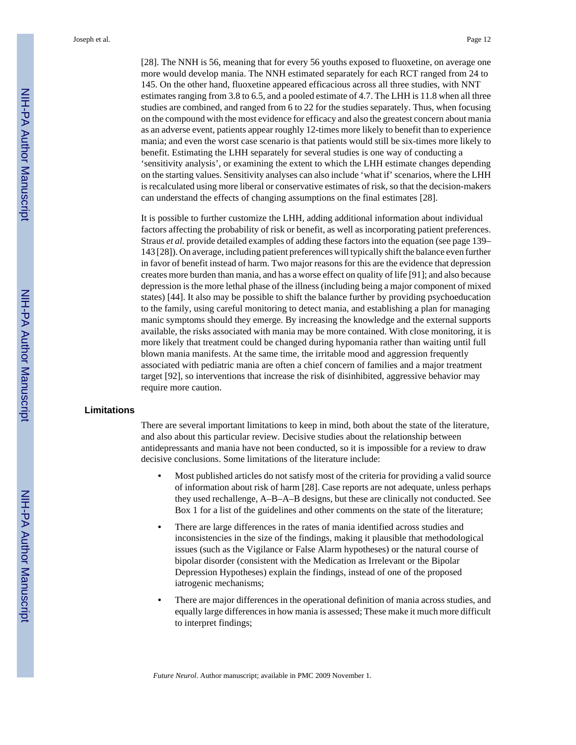[28]. The NNH is 56, meaning that for every 56 youths exposed to fluoxetine, on average one more would develop mania. The NNH estimated separately for each RCT ranged from 24 to 145. On the other hand, fluoxetine appeared efficacious across all three studies, with NNT estimates ranging from 3.8 to 6.5, and a pooled estimate of 4.7. The LHH is 11.8 when all three studies are combined, and ranged from 6 to 22 for the studies separately. Thus, when focusing on the compound with the most evidence for efficacy and also the greatest concern about mania as an adverse event, patients appear roughly 12-times more likely to benefit than to experience mania; and even the worst case scenario is that patients would still be six-times more likely to benefit. Estimating the LHH separately for several studies is one way of conducting a 'sensitivity analysis', or examining the extent to which the LHH estimate changes depending on the starting values. Sensitivity analyses can also include 'what if' scenarios, where the LHH is recalculated using more liberal or conservative estimates of risk, so that the decision-makers can understand the effects of changing assumptions on the final estimates [28].

It is possible to further customize the LHH, adding additional information about individual factors affecting the probability of risk or benefit, as well as incorporating patient preferences. Straus *et al.* provide detailed examples of adding these factors into the equation (see page 139–143 [28]). On average, including patient preferences will typically shift the balance even further in favor of benefit instead of harm. Two major reasons for this are the evidence that depression creates more burden than mania, and has a worse effect on quality of life [91]; and also because depression is the more lethal phase of the illness (including being a major component of mixed states) [44]. It also may be possible to shift the balance further by providing psychoeducation to the family, using careful monitoring to detect mania, and establishing a plan for managing manic symptoms should they emerge. By increasing the knowledge and the external supports available, the risks associated with mania may be more contained. With close monitoring, it is more likely that treatment could be changed during hypomania rather than waiting until full blown mania manifests. At the same time, the irritable mood and aggression frequently associated with pediatric mania are often a chief concern of families and a major treatment target [92], so interventions that increase the risk of disinhibited, aggressive behavior may require more caution.

## Limitations

There are several important limitations to keep in mind, both about the state of the literature, and also about this particular review. Decisive studies about the relationship between antidepressants and mania have not been conducted, so it is impossible for a review to draw decisive conclusions. Some limitations of the literature include:

- Most published articles do not satisfy most of the criteria for providing a valid source of information about risk of harm [28]. Case reports are not adequate, unless perhaps they used rechallenge, A–B–A–B designs, but these are clinically not conducted. See Box 1 for a list of the guidelines and other comments on the state of the literature;
- There are large differences in the rates of mania identified across studies and inconsistencies in the size of the findings, making it plausible that methodological issues (such as the Vigilance or False Alarm hypotheses) or the natural course of bipolar disorder (consistent with the Medication as Irrelevant or the Bipolar Depression Hypotheses) explain the findings, instead of one of the proposed iatrogenic mechanisms;
- There are major differences in the operational definition of mania across studies, and equally large differences in how mania is assessed; These make it much more difficult to interpret findings;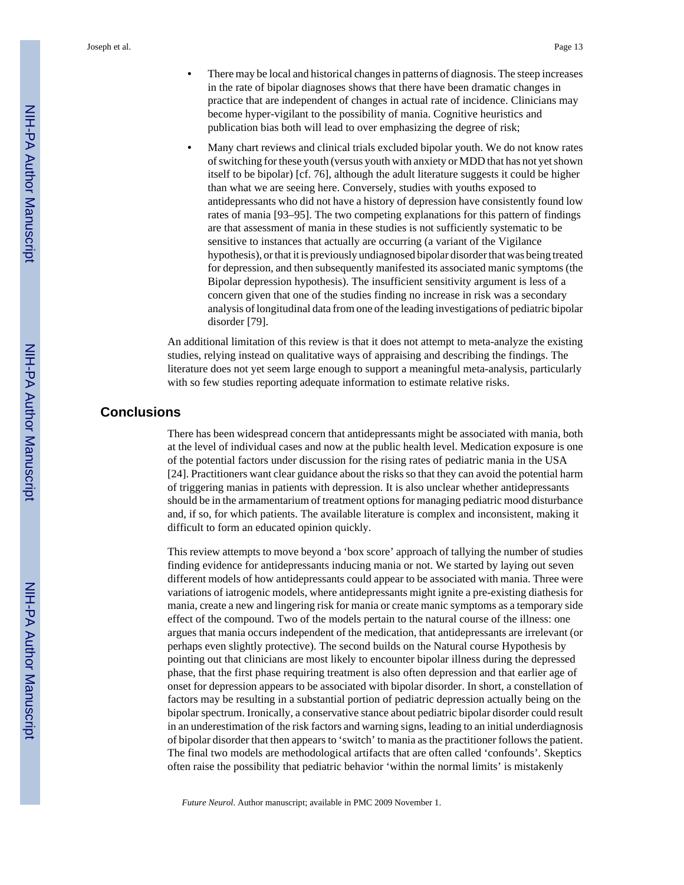- There may be local and historical changes in patterns of diagnosis. The steep increases in the rate of bipolar diagnoses shows that there have been dramatic changes in practice that are independent of changes in actual rate of incidence. Clinicians may become hyper-vigilant to the possibility of mania. Cognitive heuristics and publication bias both will lead to over emphasizing the degree of risk;
- Many chart reviews and clinical trials excluded bipolar youth. We do not know rates of switching for these youth (versus youth with anxiety or MDD that has not yet shown itself to be bipolar) [cf. 76], although the adult literature suggests it could be higher than what we are seeing here. Conversely, studies with youths exposed to antidepressants who did not have a history of depression have consistently found low rates of mania [93–95]. The two competing explanations for this pattern of findings are that assessment of mania in these studies is not sufficiently systematic to be sensitive to instances that actually are occurring (a variant of the Vigilance hypothesis), or that it is previously undiagnosed bipolar disorder that was being treated for depression, and then subsequently manifested its associated manic symptoms (the Bipolar depression hypothesis). The insufficient sensitivity argument is less of a concern given that one of the studies finding no increase in risk was a secondary analysis of longitudinal data from one of the leading investigations of pediatric bipolar disorder [79].

An additional limitation of this review is that it does not attempt to meta-analyze the existing studies, relying instead on qualitative ways of appraising and describing the findings. The literature does not yet seem large enough to support a meaningful meta-analysis, particularly with so few studies reporting adequate information to estimate relative risks.

## Conclusions

There has been widespread concern that antidepressants might be associated with mania, both at the level of individual cases and now at the public health level. Medication exposure is one of the potential factors under discussion for the rising rates of pediatric mania in the USA [24]. Practitioners want clear guidance about the risks so that they can avoid the potential harm of triggering manias in patients with depression. It is also unclear whether antidepressants should be in the armamentarium of treatment options for managing pediatric mood disturbance and, if so, for which patients. The available literature is complex and inconsistent, making it difficult to form an educated opinion quickly.

This review attempts to move beyond a 'box score' approach of tallying the number of studies finding evidence for antidepressants inducing mania or not. We started by laying out seven different models of how antidepressants could appear to be associated with mania. Three were variations of iatrogenic models, where antidepressants might ignite a pre-existing diathesis for mania, create a new and lingering risk for mania or create manic symptoms as a temporary side effect of the compound. Two of the models pertain to the natural course of the illness: one argues that mania occurs independent of the medication, that antidepressants are irrelevant (or perhaps even slightly protective). The second builds on the Natural course Hypothesis by pointing out that clinicians are most likely to encounter bipolar illness during the depressed phase, that the first phase requiring treatment is also often depression and that earlier age of onset for depression appears to be associated with bipolar disorder. In short, a constellation of factors may be resulting in a substantial portion of pediatric depression actually being on the bipolar spectrum. Ironically, a conservative stance about pediatric bipolar disorder could result in an underestimation of the risk factors and warning signs, leading to an initial underdiagnosis of bipolar disorder that then appears to 'switch' to mania as the practitioner follows the patient. The final two models are methodological artifacts that are often called 'confounds'. Skeptics often raise the possibility that pediatric behavior 'within the normal limits' is mistakenly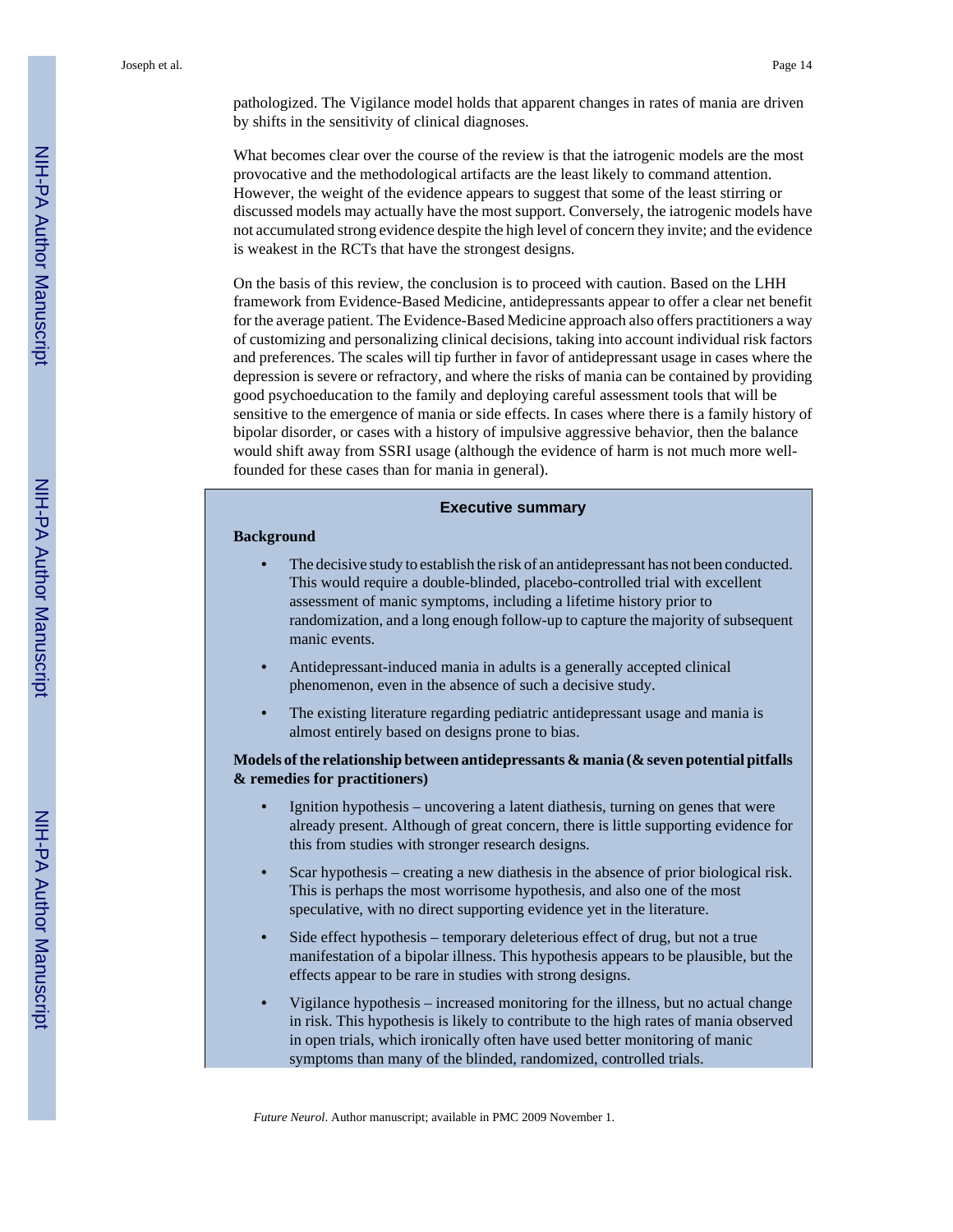pathologized. The Vigilance model holds that apparent changes in rates of mania are driven by shifts in the sensitivity of clinical diagnoses.

What becomes clear over the course of the review is that the iatrogenic models are the most provocative and the methodological artifacts are the least likely to command attention. However, the weight of the evidence appears to suggest that some of the least stirring or discussed models may actually have the most support. Conversely, the iatrogenic models have not accumulated strong evidence despite the high level of concern they invite; and the evidence is weakest in the RCTs that have the strongest designs.

On the basis of this review, the conclusion is to proceed with caution. Based on the LHH framework from Evidence-Based Medicine, antidepressants appear to offer a clear net benefit for the average patient. The Evidence-Based Medicine approach also offers practitioners a way of customizing and personalizing clinical decisions, taking into account individual risk factors and preferences. The scales will tip further in favor of antidepressant usage in cases where the depression is severe or refractory, and where the risks of mania can be contained by providing good psychoeducation to the family and deploying careful assessment tools that will be sensitive to the emergence of mania or side effects. In cases where there is a family history of bipolar disorder, or cases with a history of impulsive aggressive behavior, then the balance would shift away from SSRI usage (although the evidence of harm is not much more well-founded for these cases than for mania in general).

## Executive summary

**Background**

- The decisive study to establish the risk of an antidepressant has not been conducted. This would require a double-blinded, placebo-controlled trial with excellent assessment of manic symptoms, including a lifetime history prior to randomization, and a long enough follow-up to capture the majority of subsequent manic events.
- Antidepressant-induced mania in adults is a generally accepted clinical phenomenon, even in the absence of such a decisive study.
- The existing literature regarding pediatric antidepressant usage and mania is almost entirely based on designs prone to bias.

**Models of the relationship between antidepressants & mania (& seven potential pitfalls & remedies for practitioners)**

- Ignition hypothesis – uncovering a latent diathesis, turning on genes that were already present. Although of great concern, there is little supporting evidence for this from studies with stronger research designs.
- Scar hypothesis – creating a new diathesis in the absence of prior biological risk. This is perhaps the most worrisome hypothesis, and also one of the most speculative, with no direct supporting evidence yet in the literature.
- Side effect hypothesis – temporary deleterious effect of drug, but not a true manifestation of a bipolar illness. This hypothesis appears to be plausible, but the effects appear to be rare in studies with strong designs.
- Vigilance hypothesis – increased monitoring for the illness, but no actual change in risk. This hypothesis is likely to contribute to the high rates of mania observed in open trials, which ironically often have used better monitoring of manic symptoms than many of the blinded, randomized, controlled trials.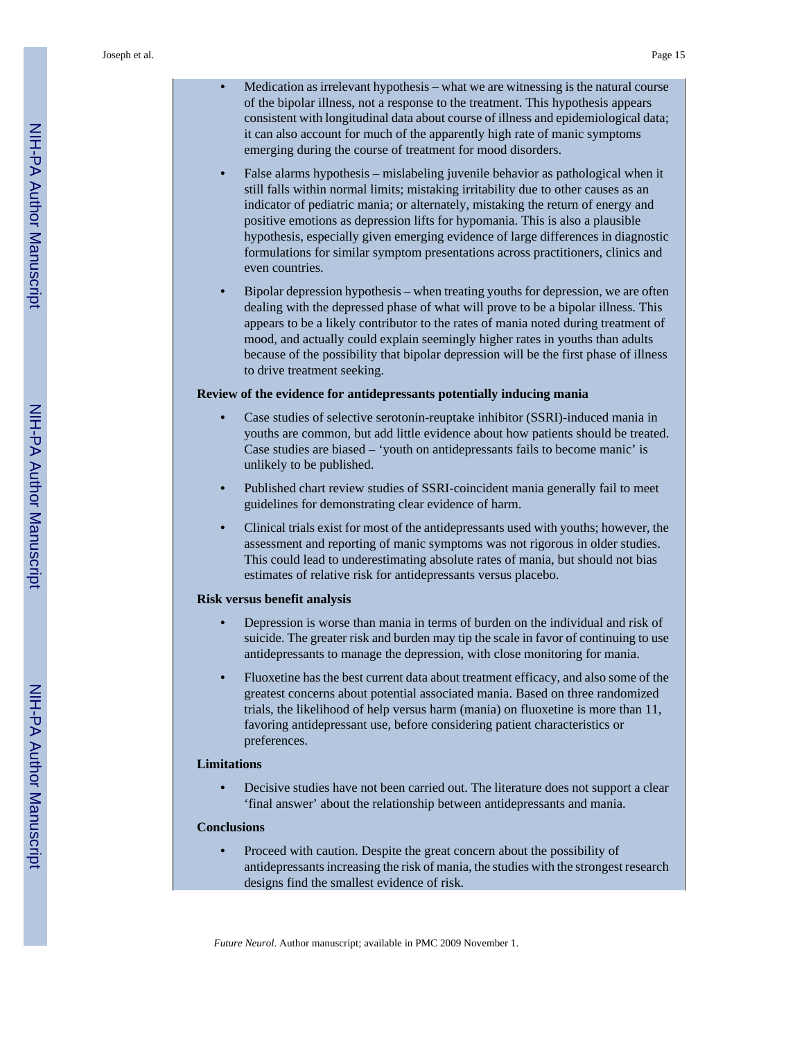- Medication as irrelevant hypothesis – what we are witnessing is the natural course of the bipolar illness, not a response to the treatment. This hypothesis appears consistent with longitudinal data about course of illness and epidemiological data; it can also account for much of the apparently high rate of manic symptoms emerging during the course of treatment for mood disorders.
- False alarms hypothesis – mislabeling juvenile behavior as pathological when it still falls within normal limits; mistaking irritability due to other causes as an indicator of pediatric mania; or alternately, mistaking the return of energy and positive emotions as depression lifts for hypomania. This is also a plausible hypothesis, especially given emerging evidence of large differences in diagnostic formulations for similar symptom presentations across practitioners, clinics and even countries.
- Bipolar depression hypothesis – when treating youths for depression, we are often dealing with the depressed phase of what will prove to be a bipolar illness. This appears to be a likely contributor to the rates of mania noted during treatment of mood, and actually could explain seemingly higher rates in youths than adults because of the possibility that bipolar depression will be the first phase of illness to drive treatment seeking.

**Review of the evidence for antidepressants potentially inducing mania**

- Case studies of selective serotonin-reuptake inhibitor (SSRI)-induced mania in youths are common, but add little evidence about how patients should be treated. Case studies are biased – 'youth on antidepressants fails to become manic' is unlikely to be published.
- Published chart review studies of SSRI-coincident mania generally fail to meet guidelines for demonstrating clear evidence of harm.
- Clinical trials exist for most of the antidepressants used with youths; however, the assessment and reporting of manic symptoms was not rigorous in older studies. This could lead to underestimating absolute rates of mania, but should not bias estimates of relative risk for antidepressants versus placebo.

**Risk versus benefit analysis**

- Depression is worse than mania in terms of burden on the individual and risk of suicide. The greater risk and burden may tip the scale in favor of continuing to use antidepressants to manage the depression, with close monitoring for mania.
- Fluoxetine has the best current data about treatment efficacy, and also some of the greatest concerns about potential associated mania. Based on three randomized trials, the likelihood of help versus harm (mania) on fluoxetine is more than 11, favoring antidepressant use, before considering patient characteristics or preferences.

**Limitations**

- Decisive studies have not been carried out. The literature does not support a clear 'final answer' about the relationship between antidepressants and mania.

**Conclusions**

- Proceed with caution. Despite the great concern about the possibility of antidepressants increasing the risk of mania, the studies with the strongest research designs find the smallest evidence of risk.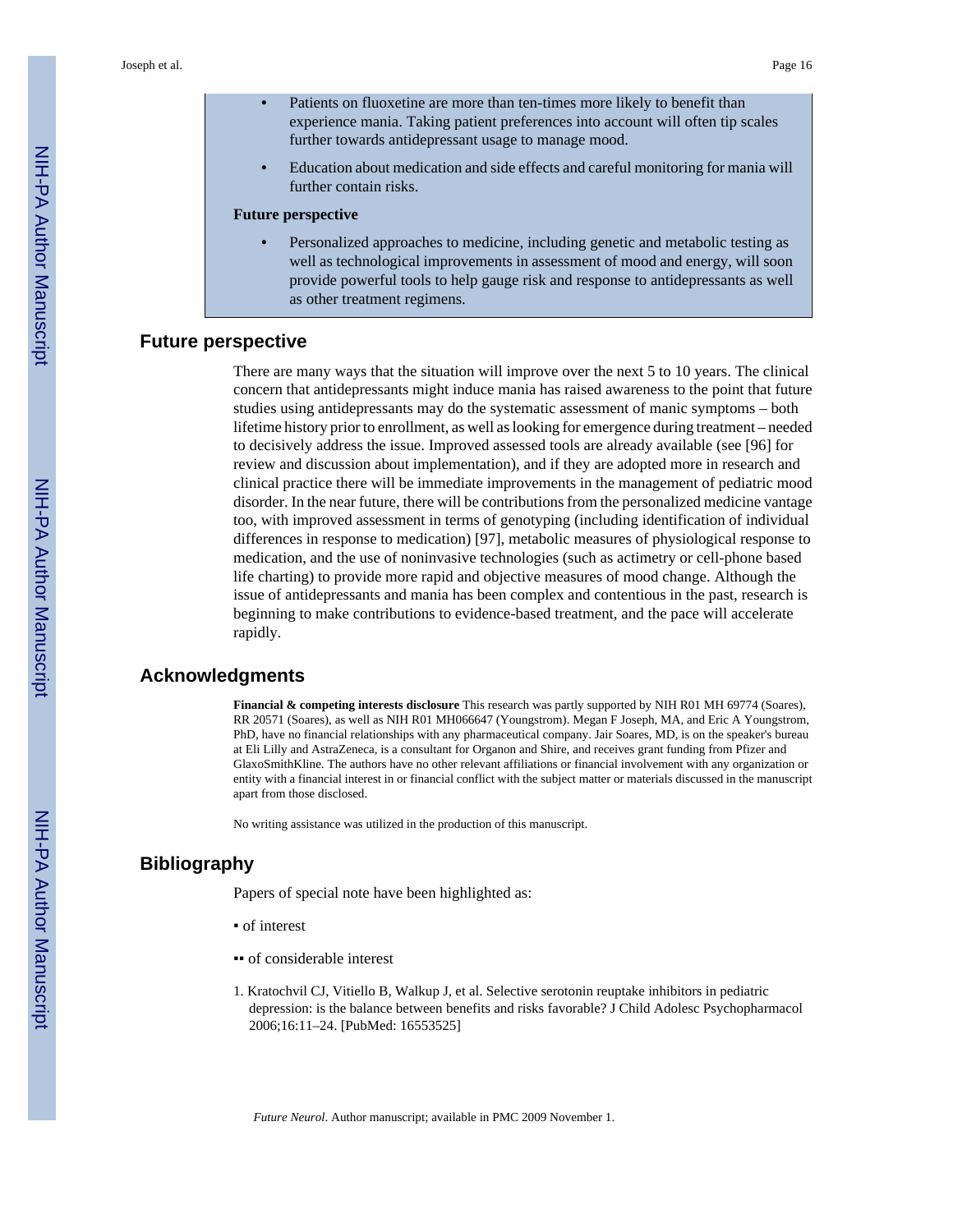- Patients on fluoxetine are more than ten-times more likely to benefit than experience mania. Taking patient preferences into account will often tip scales further towards antidepressant usage to manage mood.
- Education about medication and side effects and careful monitoring for mania will further contain risks.

**Future perspective**

- Personalized approaches to medicine, including genetic and metabolic testing as well as technological improvements in assessment of mood and energy, will soon provide powerful tools to help gauge risk and response to antidepressants as well as other treatment regimens.

## Future perspective

There are many ways that the situation will improve over the next 5 to 10 years. The clinical concern that antidepressants might induce mania has raised awareness to the point that future studies using antidepressants may do the systematic assessment of manic symptoms – both lifetime history prior to enrollment, as well as looking for emergence during treatment – needed to decisively address the issue. Improved assessed tools are already available (see [96] for review and discussion about implementation), and if they are adopted more in research and clinical practice there will be immediate improvements in the management of pediatric mood disorder. In the near future, there will be contributions from the personalized medicine vantage too, with improved assessment in terms of genotyping (including identification of individual differences in response to medication) [97], metabolic measures of physiological response to medication, and the use of noninvasive technologies (such as actimetry or cell-phone based life charting) to provide more rapid and objective measures of mood change. Although the issue of antidepressants and mania has been complex and contentious in the past, research is beginning to make contributions to evidence-based treatment, and the pace will accelerate rapidly.

## Acknowledgments

**Financial & competing interests disclosure** This research was partly supported by NIH R01 MH 69774 (Soares), RR 20571 (Soares), as well as NIH R01 MH066647 (Youngstrom). Megan F Joseph, MA, and Eric A Youngstrom, PhD, have no financial relationships with any pharmaceutical company. Jair Soares, MD, is on the speaker's bureau at Eli Lilly and AstraZeneca, is a consultant for Organon and Shire, and receives grant funding from Pfizer and GlaxoSmithKline. The authors have no other relevant affiliations or financial involvement with any organization or entity with a financial interest in or financial conflict with the subject matter or materials discussed in the manuscript apart from those disclosed.

No writing assistance was utilized in the production of this manuscript.

## Bibliography

Papers of special note have been highlighted as:

▪ of interest

▪▪ of considerable interest

1. Kratochvil CJ, Vitiello B, Walkup J, et al. Selective serotonin reuptake inhibitors in pediatric depression: is the balance between benefits and risks favorable? J Child Adolesc Psychopharmacol 2006;16:11–24. [PubMed: 16553525]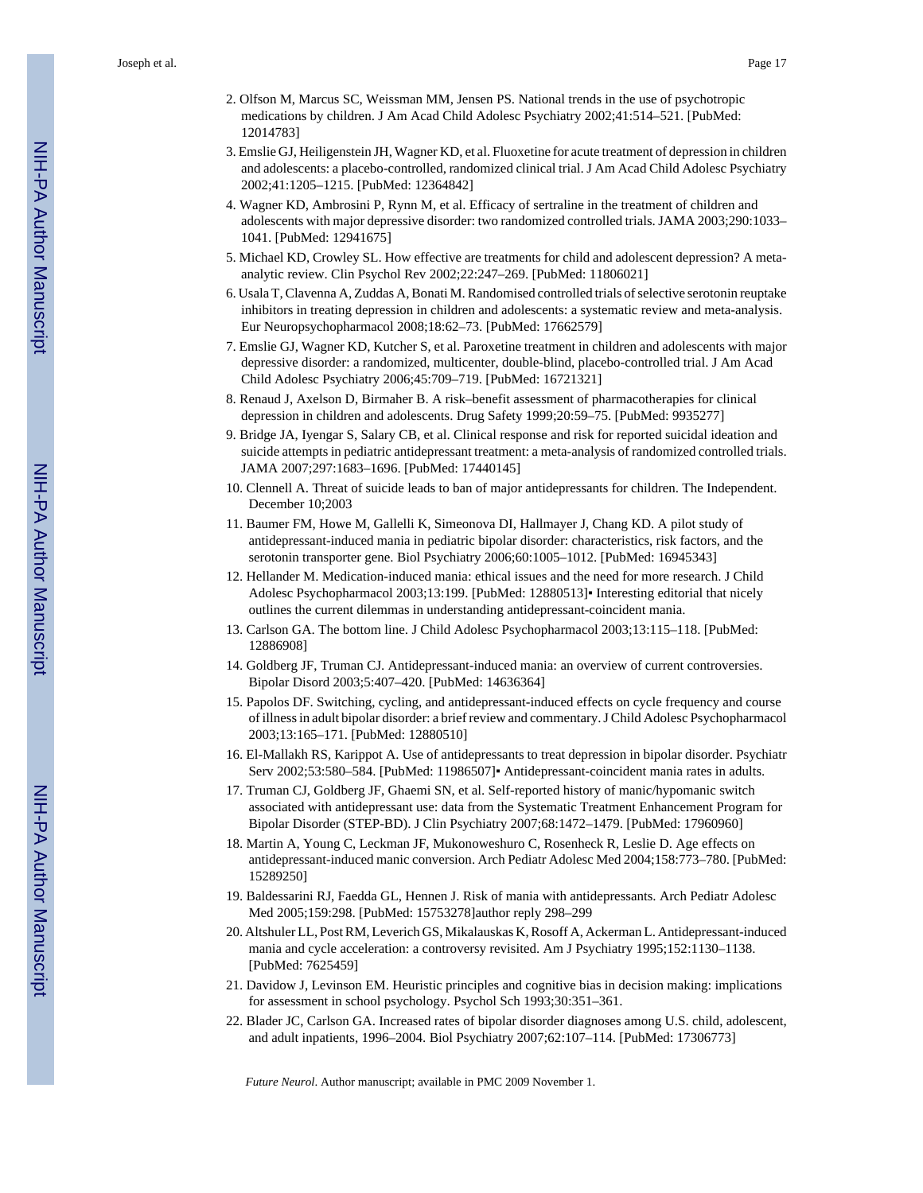2. Olfson M, Marcus SC, Weissman MM, Jensen PS. National trends in the use of psychotropic medications by children. J Am Acad Child Adolesc Psychiatry 2002;41:514–521. [PubMed: 12014783]
3. Emslie GJ, Heiligenstein JH, Wagner KD, et al. Fluoxetine for acute treatment of depression in children and adolescents: a placebo-controlled, randomized clinical trial. J Am Acad Child Adolesc Psychiatry 2002;41:1205–1215. [PubMed: 12364842]
4. Wagner KD, Ambrosini P, Rynn M, et al. Efficacy of sertraline in the treatment of children and adolescents with major depressive disorder: two randomized controlled trials. JAMA 2003;290:1033–1041. [PubMed: 12941675]
5. Michael KD, Crowley SL. How effective are treatments for child and adolescent depression? A meta-analytic review. Clin Psychol Rev 2002;22:247–269. [PubMed: 11806021]
6. Usala T, Clavenna A, Zuddas A, Bonati M. Randomised controlled trials of selective serotonin reuptake inhibitors in treating depression in children and adolescents: a systematic review and meta-analysis. Eur Neuropsychopharmacol 2008;18:62–73. [PubMed: 17662579]
7. Emslie GJ, Wagner KD, Kutcher S, et al. Paroxetine treatment in children and adolescents with major depressive disorder: a randomized, multicenter, double-blind, placebo-controlled trial. J Am Acad Child Adolesc Psychiatry 2006;45:709–719. [PubMed: 16721321]
8. Renaud J, Axelson D, Birmaher B. A risk–benefit assessment of pharmacotherapies for clinical depression in children and adolescents. Drug Safety 1999;20:59–75. [PubMed: 9935277]
9. Bridge JA, Iyengar S, Salary CB, et al. Clinical response and risk for reported suicidal ideation and suicide attempts in pediatric antidepressant treatment: a meta-analysis of randomized controlled trials. JAMA 2007;297:1683–1696. [PubMed: 17440145]
10. Clennell A. Threat of suicide leads to ban of major antidepressants for children. The Independent. December 10;2003
11. Baumer FM, Howe M, Gallelli K, Simeonova DI, Hallmayer J, Chang KD. A pilot study of antidepressant-induced mania in pediatric bipolar disorder: characteristics, risk factors, and the serotonin transporter gene. Biol Psychiatry 2006;60:1005–1012. [PubMed: 16945343]
12. Hellander M. Medication-induced mania: ethical issues and the need for more research. J Child Adolesc Psychopharmacol 2003;13:199. [PubMed: 12880513]▪ Interesting editorial that nicely outlines the current dilemmas in understanding antidepressant-coincident mania.
13. Carlson GA. The bottom line. J Child Adolesc Psychopharmacol 2003;13:115–118. [PubMed: 12886908]
14. Goldberg JF, Truman CJ. Antidepressant-induced mania: an overview of current controversies. Bipolar Disord 2003;5:407–420. [PubMed: 14636364]
15. Papolos DF. Switching, cycling, and antidepressant-induced effects on cycle frequency and course of illness in adult bipolar disorder: a brief review and commentary. J Child Adolesc Psychopharmacol 2003;13:165–171. [PubMed: 12880510]
16. El-Mallakh RS, Karippot A. Use of antidepressants to treat depression in bipolar disorder. Psychiatr Serv 2002;53:580–584. [PubMed: 11986507]▪ Antidepressant-coincident mania rates in adults.
17. Truman CJ, Goldberg JF, Ghaemi SN, et al. Self-reported history of manic/hypomanic switch associated with antidepressant use: data from the Systematic Treatment Enhancement Program for Bipolar Disorder (STEP-BD). J Clin Psychiatry 2007;68:1472–1479. [PubMed: 17960960]
18. Martin A, Young C, Leckman JF, Mukonoweshuro C, Rosenheck R, Leslie D. Age effects on antidepressant-induced manic conversion. Arch Pediatr Adolesc Med 2004;158:773–780. [PubMed: 15289250]
19. Baldessarini RJ, Faedda GL, Hennen J. Risk of mania with antidepressants. Arch Pediatr Adolesc Med 2005;159:298. [PubMed: 15753278]author reply 298–299
20. Altshuler LL, Post RM, Leverich GS, Mikalauskas K, Rosoff A, Ackerman L. Antidepressant-induced mania and cycle acceleration: a controversy revisited. Am J Psychiatry 1995;152:1130–1138. [PubMed: 7625459]
21. Davidow J, Levinson EM. Heuristic principles and cognitive bias in decision making: implications for assessment in school psychology. Psychol Sch 1993;30:351–361.
22. Blader JC, Carlson GA. Increased rates of bipolar disorder diagnoses among U.S. child, adolescent, and adult inpatients, 1996–2004. Biol Psychiatry 2007;62:107–114. [PubMed: 17306773]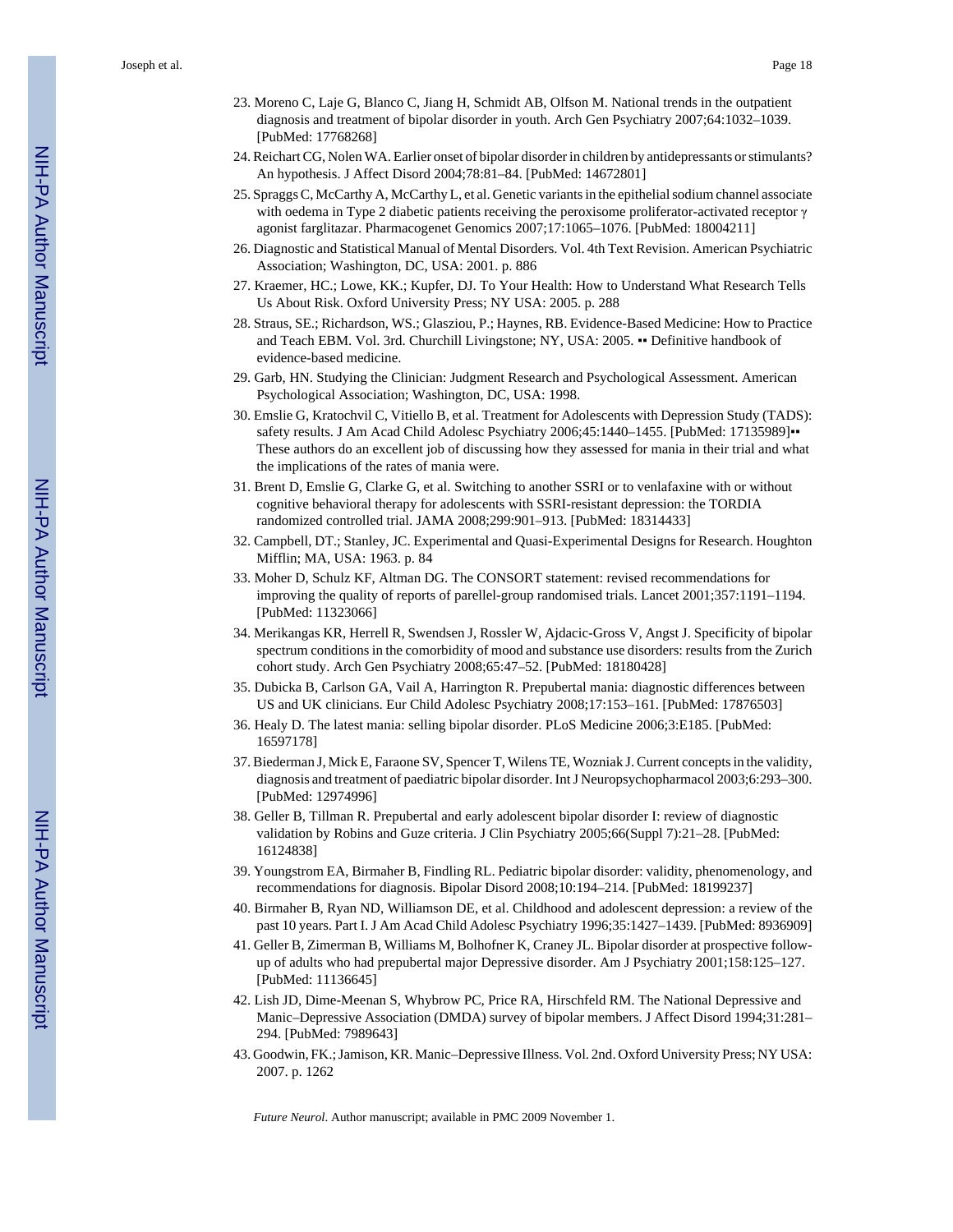23. Moreno C, Laje G, Blanco C, Jiang H, Schmidt AB, Olfson M. National trends in the outpatient diagnosis and treatment of bipolar disorder in youth. Arch Gen Psychiatry 2007;64:1032–1039. [PubMed: 17768268]
24. Reichart CG, Nolen WA. Earlier onset of bipolar disorder in children by antidepressants or stimulants? An hypothesis. J Affect Disord 2004;78:81–84. [PubMed: 14672801]
25. Spraggs C, McCarthy A, McCarthy L, et al. Genetic variants in the epithelial sodium channel associate with oedema in Type 2 diabetic patients receiving the peroxisome proliferator-activated receptor γ agonist farglitazar. Pharmacogenet Genomics 2007;17:1065–1076. [PubMed: 18004211]
26. Diagnostic and Statistical Manual of Mental Disorders. Vol. 4th Text Revision. American Psychiatric Association; Washington, DC, USA: 2001. p. 886
27. Kraemer, HC.; Lowe, KK.; Kupfer, DJ. To Your Health: How to Understand What Research Tells Us About Risk. Oxford University Press; NY USA: 2005. p. 288
28. Straus, SE.; Richardson, WS.; Glasziou, P.; Haynes, RB. Evidence-Based Medicine: How to Practice and Teach EBM. Vol. 3rd. Churchill Livingstone; NY, USA: 2005. ▪▪ Definitive handbook of evidence-based medicine.
29. Garb, HN. Studying the Clinician: Judgment Research and Psychological Assessment. American Psychological Association; Washington, DC, USA: 1998.
30. Emslie G, Kratochvil C, Vitiello B, et al. Treatment for Adolescents with Depression Study (TADS): safety results. J Am Acad Child Adolesc Psychiatry 2006;45:1440–1455. [PubMed: 17135989]▪▪ These authors do an excellent job of discussing how they assessed for mania in their trial and what the implications of the rates of mania were.
31. Brent D, Emslie G, Clarke G, et al. Switching to another SSRI or to venlafaxine with or without cognitive behavioral therapy for adolescents with SSRI-resistant depression: the TORDIA randomized controlled trial. JAMA 2008;299:901–913. [PubMed: 18314433]
32. Campbell, DT.; Stanley, JC. Experimental and Quasi-Experimental Designs for Research. Houghton Mifflin; MA, USA: 1963. p. 84
33. Moher D, Schulz KF, Altman DG. The CONSORT statement: revised recommendations for improving the quality of reports of parellel-group randomised trials. Lancet 2001;357:1191–1194. [PubMed: 11323066]
34. Merikangas KR, Herrell R, Swendsen J, Rossler W, Ajdacic-Gross V, Angst J. Specificity of bipolar spectrum conditions in the comorbidity of mood and substance use disorders: results from the Zurich cohort study. Arch Gen Psychiatry 2008;65:47–52. [PubMed: 18180428]
35. Dubicka B, Carlson GA, Vail A, Harrington R. Prepubertal mania: diagnostic differences between US and UK clinicians. Eur Child Adolesc Psychiatry 2008;17:153–161. [PubMed: 17876503]
36. Healy D. The latest mania: selling bipolar disorder. PLoS Medicine 2006;3:E185. [PubMed: 16597178]
37. Biederman J, Mick E, Faraone SV, Spencer T, Wilens TE, Wozniak J. Current concepts in the validity, diagnosis and treatment of paediatric bipolar disorder. Int J Neuropsychopharmacol 2003;6:293–300. [PubMed: 12974996]
38. Geller B, Tillman R. Prepubertal and early adolescent bipolar disorder I: review of diagnostic validation by Robins and Guze criteria. J Clin Psychiatry 2005;66(Suppl 7):21–28. [PubMed: 16124838]
39. Youngstrom EA, Birmaher B, Findling RL. Pediatric bipolar disorder: validity, phenomenology, and recommendations for diagnosis. Bipolar Disord 2008;10:194–214. [PubMed: 18199237]
40. Birmaher B, Ryan ND, Williamson DE, et al. Childhood and adolescent depression: a review of the past 10 years. Part I. J Am Acad Child Adolesc Psychiatry 1996;35:1427–1439. [PubMed: 8936909]
41. Geller B, Zimerman B, Williams M, Bolhofner K, Craney JL. Bipolar disorder at prospective follow-up of adults who had prepubertal major Depressive disorder. Am J Psychiatry 2001;158:125–127. [PubMed: 11136645]
42. Lish JD, Dime-Meenan S, Whybrow PC, Price RA, Hirschfeld RM. The National Depressive and Manic–Depressive Association (DMDA) survey of bipolar members. J Affect Disord 1994;31:281–294. [PubMed: 7989643]
43. Goodwin, FK.; Jamison, KR. Manic–Depressive Illness. Vol. 2nd. Oxford University Press; NY USA: 2007. p. 1262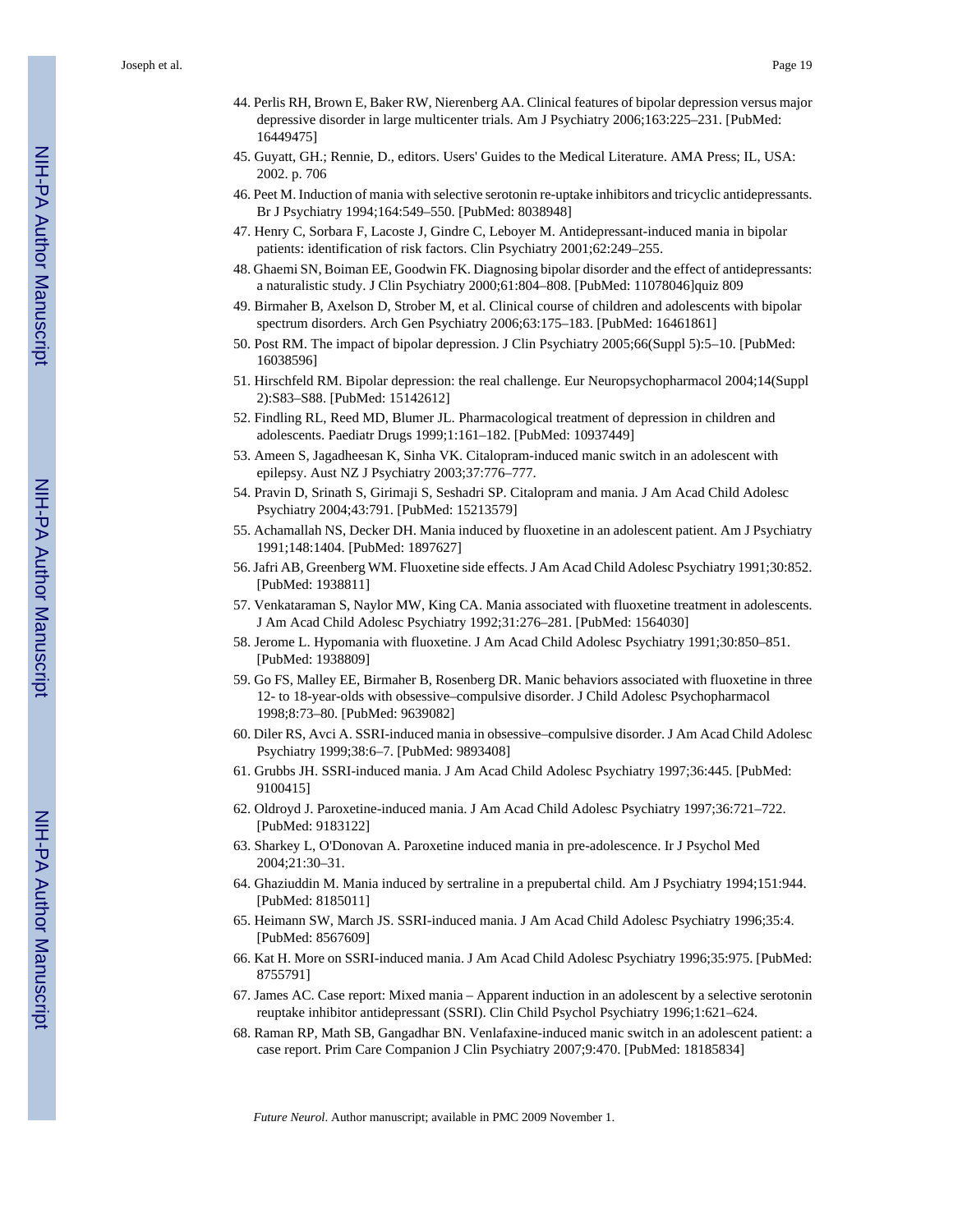44. Perlis RH, Brown E, Baker RW, Nierenberg AA. Clinical features of bipolar depression versus major depressive disorder in large multicenter trials. Am J Psychiatry 2006;163:225–231. [PubMed: 16449475]
45. Guyatt, GH.; Rennie, D., editors. Users' Guides to the Medical Literature. AMA Press; IL, USA: 2002. p. 706
46. Peet M. Induction of mania with selective serotonin re-uptake inhibitors and tricyclic antidepressants. Br J Psychiatry 1994;164:549–550. [PubMed: 8038948]
47. Henry C, Sorbara F, Lacoste J, Gindre C, Leboyer M. Antidepressant-induced mania in bipolar patients: identification of risk factors. Clin Psychiatry 2001;62:249–255.
48. Ghaemi SN, Boiman EE, Goodwin FK. Diagnosing bipolar disorder and the effect of antidepressants: a naturalistic study. J Clin Psychiatry 2000;61:804–808. [PubMed: 11078046]quiz 809
49. Birmaher B, Axelson D, Strober M, et al. Clinical course of children and adolescents with bipolar spectrum disorders. Arch Gen Psychiatry 2006;63:175–183. [PubMed: 16461861]
50. Post RM. The impact of bipolar depression. J Clin Psychiatry 2005;66(Suppl 5):5–10. [PubMed: 16038596]
51. Hirschfeld RM. Bipolar depression: the real challenge. Eur Neuropsychopharmacol 2004;14(Suppl 2):S83–S88. [PubMed: 15142612]
52. Findling RL, Reed MD, Blumer JL. Pharmacological treatment of depression in children and adolescents. Paediatr Drugs 1999;1:161–182. [PubMed: 10937449]
53. Ameen S, Jagadheesan K, Sinha VK. Citalopram-induced manic switch in an adolescent with epilepsy. Aust NZ J Psychiatry 2003;37:776–777.
54. Pravin D, Srinath S, Girimaji S, Seshadri SP. Citalopram and mania. J Am Acad Child Adolesc Psychiatry 2004;43:791. [PubMed: 15213579]
55. Achamallah NS, Decker DH. Mania induced by fluoxetine in an adolescent patient. Am J Psychiatry 1991;148:1404. [PubMed: 1897627]
56. Jafri AB, Greenberg WM. Fluoxetine side effects. J Am Acad Child Adolesc Psychiatry 1991;30:852. [PubMed: 1938811]
57. Venkataraman S, Naylor MW, King CA. Mania associated with fluoxetine treatment in adolescents. J Am Acad Child Adolesc Psychiatry 1992;31:276–281. [PubMed: 1564030]
58. Jerome L. Hypomania with fluoxetine. J Am Acad Child Adolesc Psychiatry 1991;30:850–851. [PubMed: 1938809]
59. Go FS, Malley EE, Birmaher B, Rosenberg DR. Manic behaviors associated with fluoxetine in three 12- to 18-year-olds with obsessive–compulsive disorder. J Child Adolesc Psychopharmacol 1998;8:73–80. [PubMed: 9639082]
60. Diler RS, Avci A. SSRI-induced mania in obsessive–compulsive disorder. J Am Acad Child Adolesc Psychiatry 1999;38:6–7. [PubMed: 9893408]
61. Grubbs JH. SSRI-induced mania. J Am Acad Child Adolesc Psychiatry 1997;36:445. [PubMed: 9100415]
62. Oldroyd J. Paroxetine-induced mania. J Am Acad Child Adolesc Psychiatry 1997;36:721–722. [PubMed: 9183122]
63. Sharkey L, O'Donovan A. Paroxetine induced mania in pre-adolescence. Ir J Psychol Med 2004;21:30–31.
64. Ghaziuddin M. Mania induced by sertraline in a prepubertal child. Am J Psychiatry 1994;151:944. [PubMed: 8185011]
65. Heimann SW, March JS. SSRI-induced mania. J Am Acad Child Adolesc Psychiatry 1996;35:4. [PubMed: 8567609]
66. Kat H. More on SSRI-induced mania. J Am Acad Child Adolesc Psychiatry 1996;35:975. [PubMed: 8755791]
67. James AC. Case report: Mixed mania – Apparent induction in an adolescent by a selective serotonin reuptake inhibitor antidepressant (SSRI). Clin Child Psychol Psychiatry 1996;1:621–624.
68. Raman RP, Math SB, Gangadhar BN. Venlafaxine-induced manic switch in an adolescent patient: a case report. Prim Care Companion J Clin Psychiatry 2007;9:470. [PubMed: 18185834]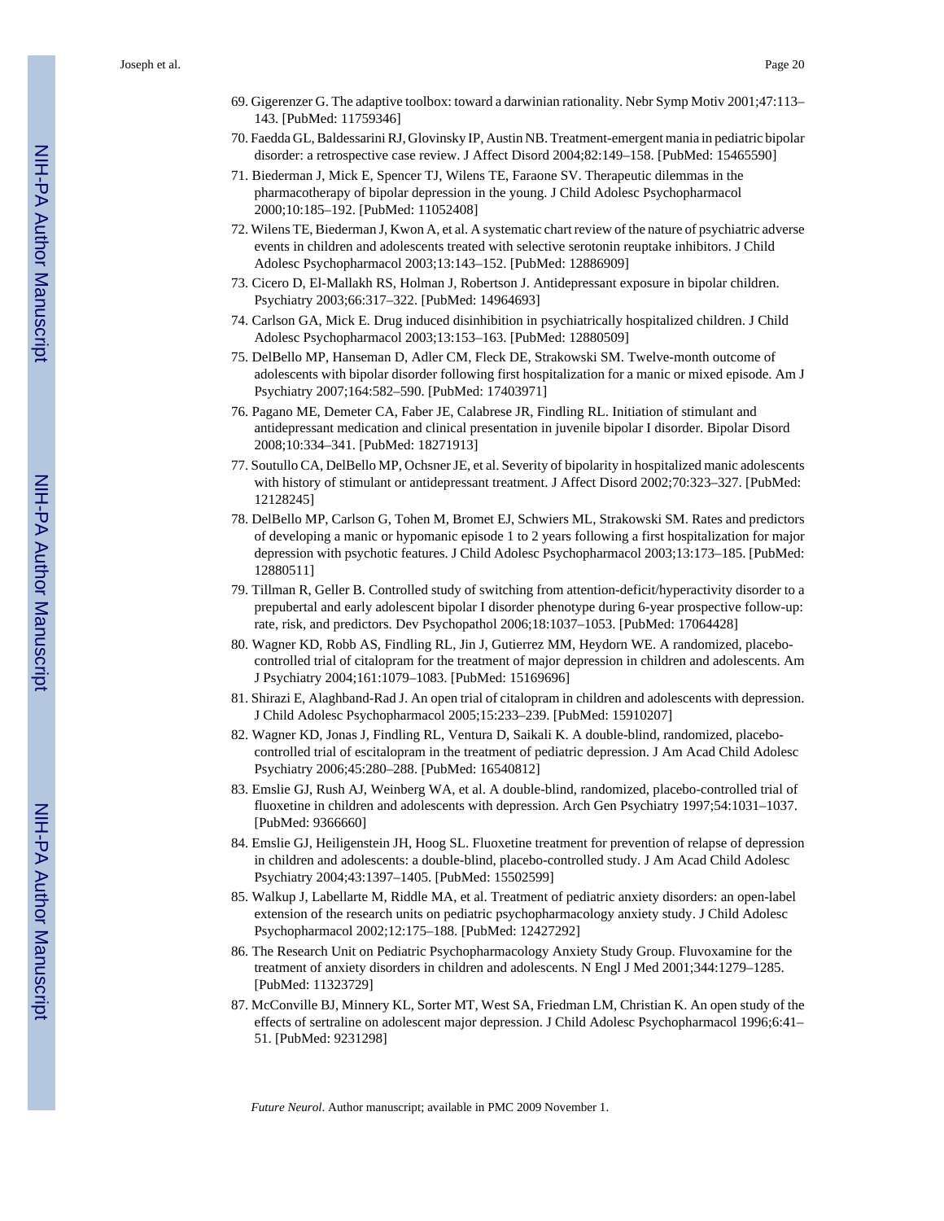69. Gigerenzer G. The adaptive toolbox: toward a darwinian rationality. Nebr Symp Motiv 2001;47:113–143. [PubMed: 11759346]
70. Faedda GL, Baldessarini RJ, Glovinsky IP, Austin NB. Treatment-emergent mania in pediatric bipolar disorder: a retrospective case review. J Affect Disord 2004;82:149–158. [PubMed: 15465590]
71. Biederman J, Mick E, Spencer TJ, Wilens TE, Faraone SV. Therapeutic dilemmas in the pharmacotherapy of bipolar depression in the young. J Child Adolesc Psychopharmacol 2000;10:185–192. [PubMed: 11052408]
72. Wilens TE, Biederman J, Kwon A, et al. A systematic chart review of the nature of psychiatric adverse events in children and adolescents treated with selective serotonin reuptake inhibitors. J Child Adolesc Psychopharmacol 2003;13:143–152. [PubMed: 12886909]
73. Cicero D, El-Mallakh RS, Holman J, Robertson J. Antidepressant exposure in bipolar children. Psychiatry 2003;66:317–322. [PubMed: 14964693]
74. Carlson GA, Mick E. Drug induced disinhibition in psychiatrically hospitalized children. J Child Adolesc Psychopharmacol 2003;13:153–163. [PubMed: 12880509]
75. DelBello MP, Hanseman D, Adler CM, Fleck DE, Strakowski SM. Twelve-month outcome of adolescents with bipolar disorder following first hospitalization for a manic or mixed episode. Am J Psychiatry 2007;164:582–590. [PubMed: 17403971]
76. Pagano ME, Demeter CA, Faber JE, Calabrese JR, Findling RL. Initiation of stimulant and antidepressant medication and clinical presentation in juvenile bipolar I disorder. Bipolar Disord 2008;10:334–341. [PubMed: 18271913]
77. Soutullo CA, DelBello MP, Ochsner JE, et al. Severity of bipolarity in hospitalized manic adolescents with history of stimulant or antidepressant treatment. J Affect Disord 2002;70:323–327. [PubMed: 12128245]
78. DelBello MP, Carlson G, Tohen M, Bromet EJ, Schwiers ML, Strakowski SM. Rates and predictors of developing a manic or hypomanic episode 1 to 2 years following a first hospitalization for major depression with psychotic features. J Child Adolesc Psychopharmacol 2003;13:173–185. [PubMed: 12880511]
79. Tillman R, Geller B. Controlled study of switching from attention-deficit/hyperactivity disorder to a prepubertal and early adolescent bipolar I disorder phenotype during 6-year prospective follow-up: rate, risk, and predictors. Dev Psychopathol 2006;18:1037–1053. [PubMed: 17064428]
80. Wagner KD, Robb AS, Findling RL, Jin J, Gutierrez MM, Heydorn WE. A randomized, placebo-controlled trial of citalopram for the treatment of major depression in children and adolescents. Am J Psychiatry 2004;161:1079–1083. [PubMed: 15169696]
81. Shirazi E, Alaghband-Rad J. An open trial of citalopram in children and adolescents with depression. J Child Adolesc Psychopharmacol 2005;15:233–239. [PubMed: 15910207]
82. Wagner KD, Jonas J, Findling RL, Ventura D, Saikali K. A double-blind, randomized, placebo-controlled trial of escitalopram in the treatment of pediatric depression. J Am Acad Child Adolesc Psychiatry 2006;45:280–288. [PubMed: 16540812]
83. Emslie GJ, Rush AJ, Weinberg WA, et al. A double-blind, randomized, placebo-controlled trial of fluoxetine in children and adolescents with depression. Arch Gen Psychiatry 1997;54:1031–1037. [PubMed: 9366660]
84. Emslie GJ, Heiligenstein JH, Hoog SL. Fluoxetine treatment for prevention of relapse of depression in children and adolescents: a double-blind, placebo-controlled study. J Am Acad Child Adolesc Psychiatry 2004;43:1397–1405. [PubMed: 15502599]
85. Walkup J, Labellarte M, Riddle MA, et al. Treatment of pediatric anxiety disorders: an open-label extension of the research units on pediatric psychopharmacology anxiety study. J Child Adolesc Psychopharmacol 2002;12:175–188. [PubMed: 12427292]
86. The Research Unit on Pediatric Psychopharmacology Anxiety Study Group. Fluvoxamine for the treatment of anxiety disorders in children and adolescents. N Engl J Med 2001;344:1279–1285. [PubMed: 11323729]
87. McConville BJ, Minnery KL, Sorter MT, West SA, Friedman LM, Christian K. An open study of the effects of sertraline on adolescent major depression. J Child Adolesc Psychopharmacol 1996;6:41–51. [PubMed: 9231298]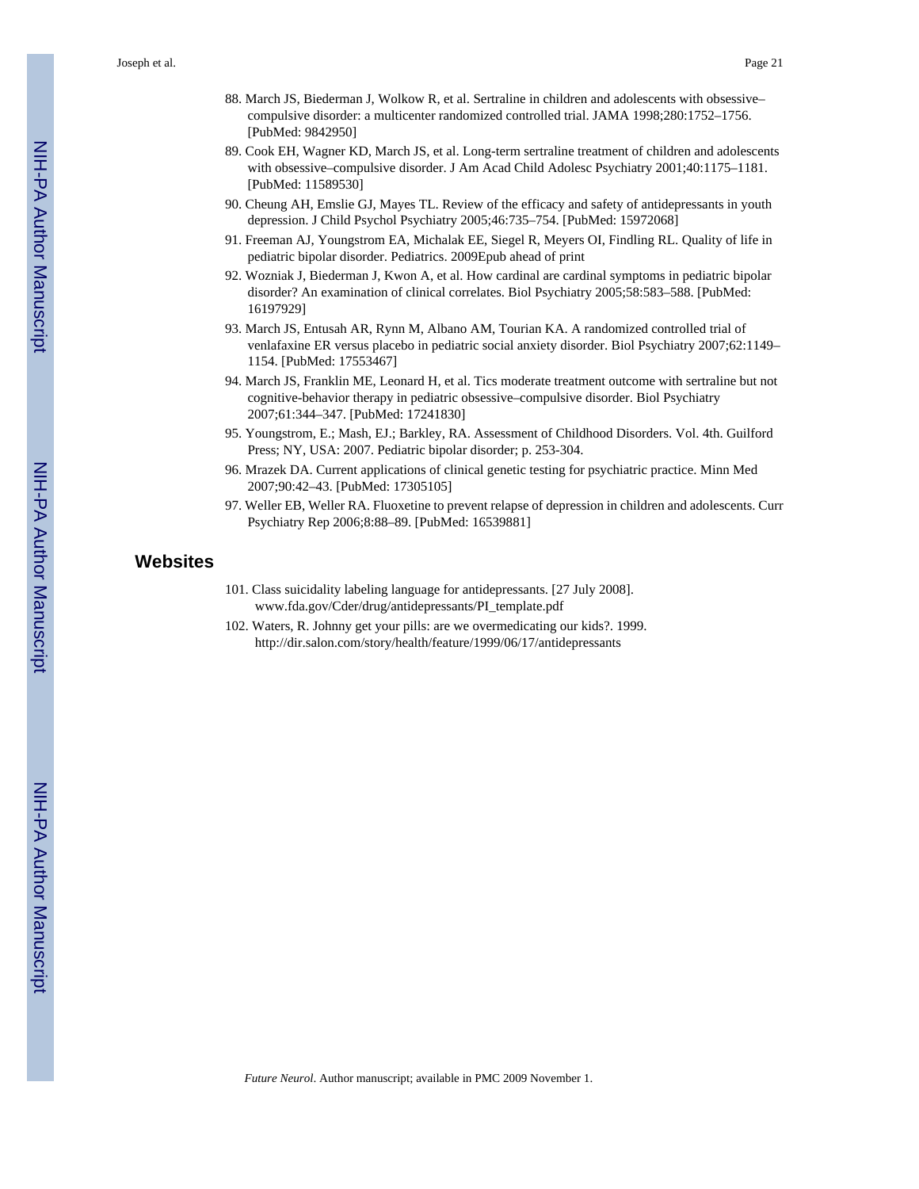88. March JS, Biederman J, Wolkow R, et al. Sertraline in children and adolescents with obsessive–compulsive disorder: a multicenter randomized controlled trial. JAMA 1998;280:1752–1756. [PubMed: 9842950]
89. Cook EH, Wagner KD, March JS, et al. Long-term sertraline treatment of children and adolescents with obsessive–compulsive disorder. J Am Acad Child Adolesc Psychiatry 2001;40:1175–1181. [PubMed: 11589530]
90. Cheung AH, Emslie GJ, Mayes TL. Review of the efficacy and safety of antidepressants in youth depression. J Child Psychol Psychiatry 2005;46:735–754. [PubMed: 15972068]
91. Freeman AJ, Youngstrom EA, Michalak EE, Siegel R, Meyers OI, Findling RL. Quality of life in pediatric bipolar disorder. Pediatrics. 2009Epub ahead of print
92. Wozniak J, Biederman J, Kwon A, et al. How cardinal are cardinal symptoms in pediatric bipolar disorder? An examination of clinical correlates. Biol Psychiatry 2005;58:583–588. [PubMed: 16197929]
93. March JS, Entusah AR, Rynn M, Albano AM, Tourian KA. A randomized controlled trial of venlafaxine ER versus placebo in pediatric social anxiety disorder. Biol Psychiatry 2007;62:1149–1154. [PubMed: 17553467]
94. March JS, Franklin ME, Leonard H, et al. Tics moderate treatment outcome with sertraline but not cognitive-behavior therapy in pediatric obsessive–compulsive disorder. Biol Psychiatry 2007;61:344–347. [PubMed: 17241830]
95. Youngstrom, E.; Mash, EJ.; Barkley, RA. Assessment of Childhood Disorders. Vol. 4th. Guilford Press; NY, USA: 2007. Pediatric bipolar disorder; p. 253-304.
96. Mrazek DA. Current applications of clinical genetic testing for psychiatric practice. Minn Med 2007;90:42–43. [PubMed: 17305105]
97. Weller EB, Weller RA. Fluoxetine to prevent relapse of depression in children and adolescents. Curr Psychiatry Rep 2006;8:88–89. [PubMed: 16539881]

## Websites

101. Class suicidality labeling language for antidepressants. [27 July 2008]. www.fda.gov/Cder/drug/antidepressants/PI_template.pdf
102. Waters, R. Johnny get your pills: are we overmedicating our kids?. 1999. http://dir.salon.com/story/health/feature/1999/06/17/antidepressants